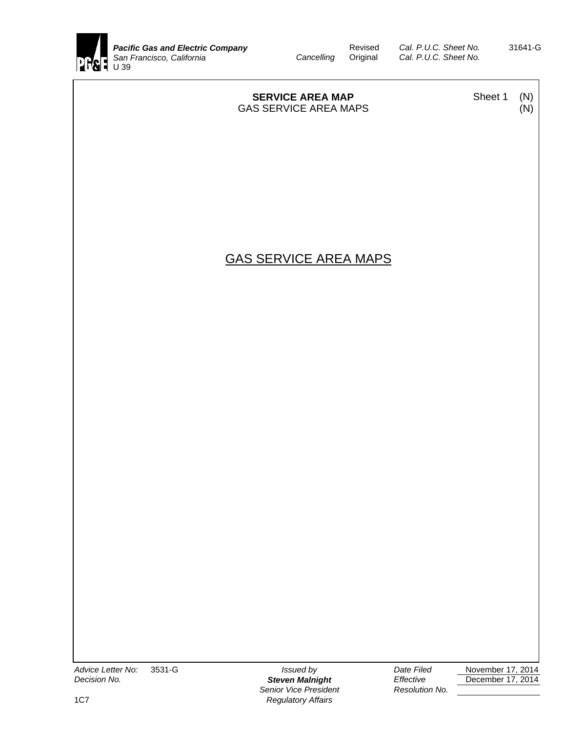Pacific Gas and Electric Company
San Francisco, California
U 39

Revised Cal. P.U.C. Sheet No. 31641-G
Cancelling Original Cal. P.U.C. Sheet No.

**SERVICE AREA MAP** Sheet 1 (N)
GAS SERVICE AREA MAPS (N)

GAS SERVICE AREA MAPS

| | | | | |
|---|---|---|---|---|
| *Advice Letter No:* | 3531-G | *Issued by* | *Date Filed* | November 17, 2014 |
| *Decision No.* | | ***Steven Malnight*** | *Effective* | December 17, 2014 |
| | | *Senior Vice President* | *Resolution No.* | |
| 1C7 | | *Regulatory Affairs* | | |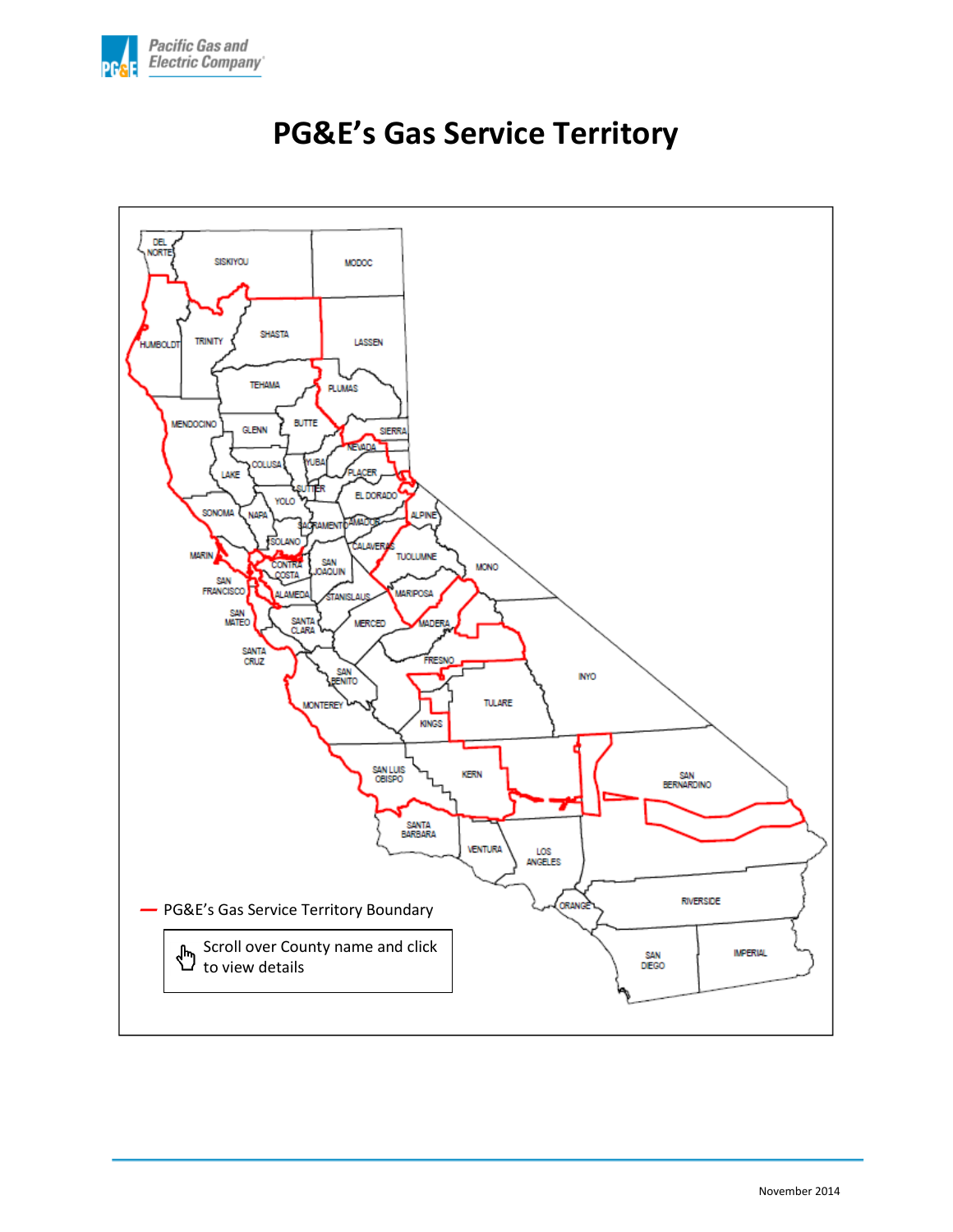# PG&E's Gas Service Territory

DEL NORTE
SISKIYOU
MODOC
HUMBOLDT
TRINITY
SHASTA
LASSEN
TEHAMA
PLUMAS
MENDOCINO
GLENN
BUTTE
SIERRA
NEVADA
COLUSA
YUBA
LAKE
PLACER
SUTTER
YOLO
EL DORADO
SONOMA
NAPA
SACRAMENTO
AMADOR
ALPINE
SOLANO
CALAVERAS
MARIN
CONTRA COSTA
SAN JOAQUIN
TUOLUMNE
MONO
SAN FRANCISCO
ALAMEDA
STANISLAUS
MARIPOSA
SAN MATEO
SANTA CLARA
MERCED
MADERA
SANTA CRUZ
FRESNO
SAN BENITO
INYO
MONTEREY
TULARE
KINGS
SAN LUIS OBISPO
KERN
SAN BERNARDINO
SANTA BARBARA
VENTURA
LOS ANGELES
ORANGE
RIVERSIDE
SAN DIEGO
IMPERIAL

— PG&E's Gas Service Territory Boundary

Scroll over County name and click to view details

November 2014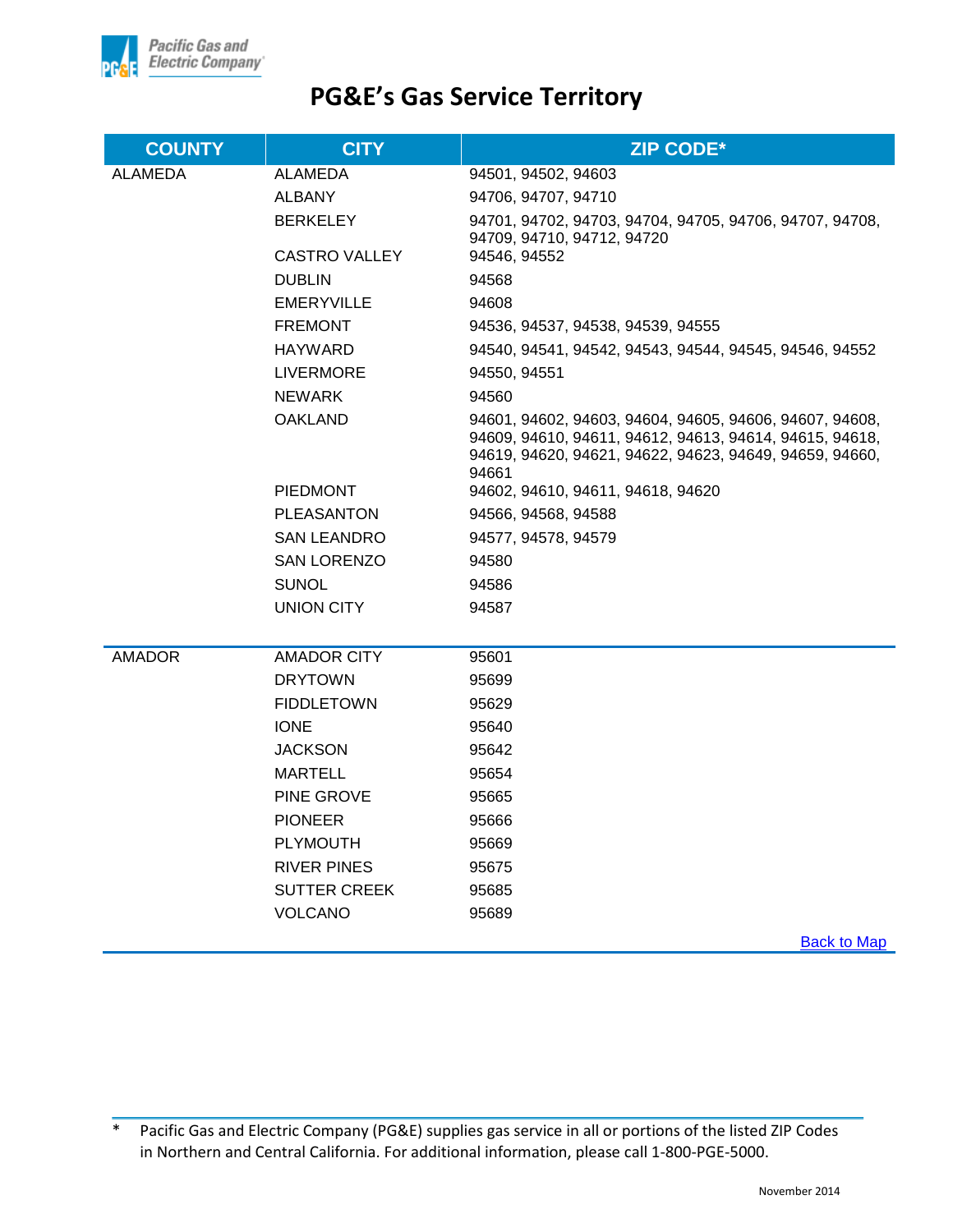# PG&E's Gas Service Territory

| COUNTY | CITY | ZIP CODE* |
|---|---|---|
| ALAMEDA | ALAMEDA | 94501, 94502, 94603 |
| | ALBANY | 94706, 94707, 94710 |
| | BERKELEY | 94701, 94702, 94703, 94704, 94705, 94706, 94707, 94708, 94709, 94710, 94712, 94720 |
| | CASTRO VALLEY | 94546, 94552 |
| | DUBLIN | 94568 |
| | EMERYVILLE | 94608 |
| | FREMONT | 94536, 94537, 94538, 94539, 94555 |
| | HAYWARD | 94540, 94541, 94542, 94543, 94544, 94545, 94546, 94552 |
| | LIVERMORE | 94550, 94551 |
| | NEWARK | 94560 |
| | OAKLAND | 94601, 94602, 94603, 94604, 94605, 94606, 94607, 94608, 94609, 94610, 94611, 94612, 94613, 94614, 94615, 94618, 94619, 94620, 94621, 94622, 94623, 94649, 94659, 94660, 94661 |
| | PIEDMONT | 94602, 94610, 94611, 94618, 94620 |
| | PLEASANTON | 94566, 94568, 94588 |
| | SAN LEANDRO | 94577, 94578, 94579 |
| | SAN LORENZO | 94580 |
| | SUNOL | 94586 |
| | UNION CITY | 94587 |
| AMADOR | AMADOR CITY | 95601 |
| | DRYTOWN | 95699 |
| | FIDDLETOWN | 95629 |
| | IONE | 95640 |
| | JACKSON | 95642 |
| | MARTELL | 95654 |
| | PINE GROVE | 95665 |
| | PIONEER | 95666 |
| | PLYMOUTH | 95669 |
| | RIVER PINES | 95675 |
| | SUTTER CREEK | 95685 |
| | VOLCANO | 95689 |

Back to Map

\* Pacific Gas and Electric Company (PG&E) supplies gas service in all or portions of the listed ZIP Codes in Northern and Central California. For additional information, please call 1-800-PGE-5000.

November 2014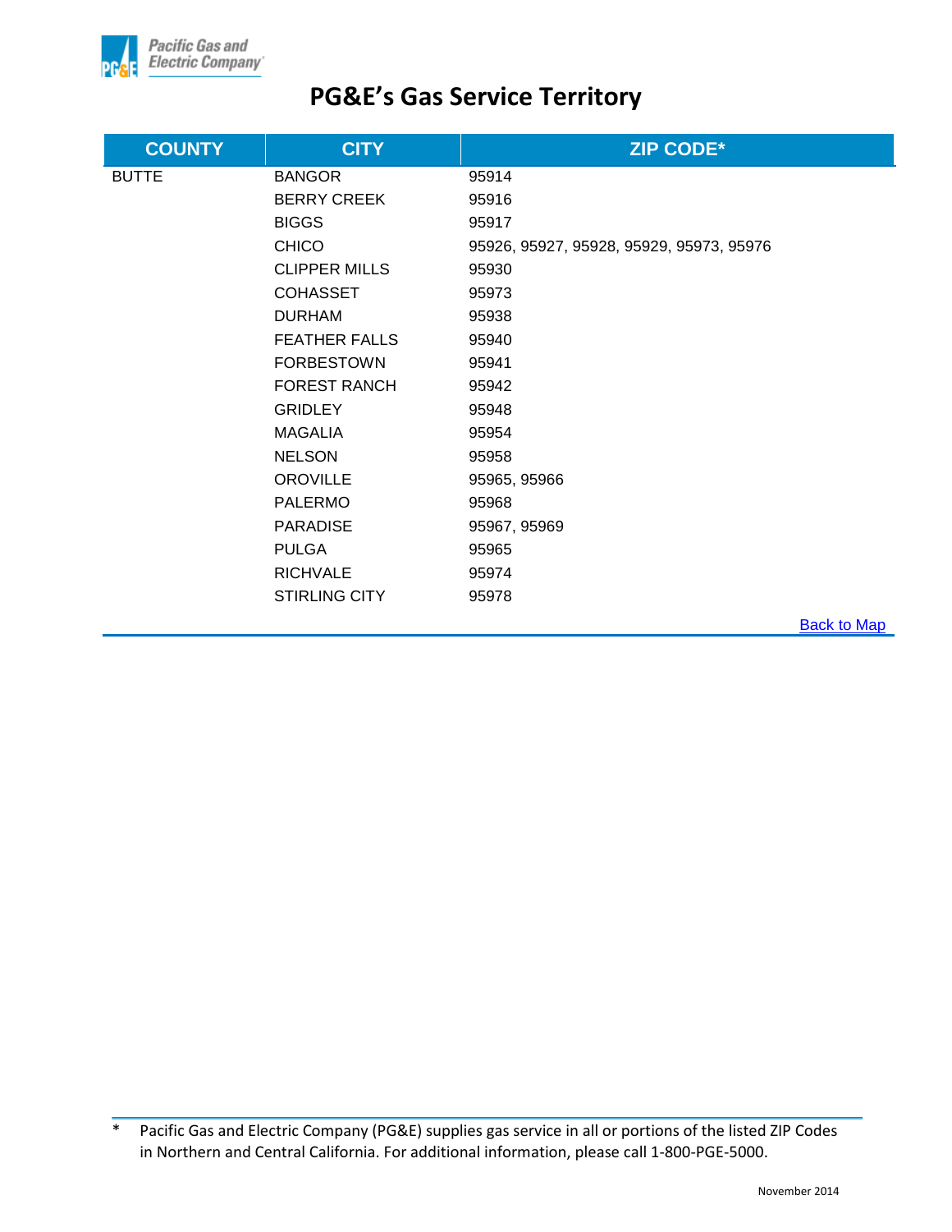# PG&E's Gas Service Territory

| COUNTY | CITY | ZIP CODE* |
| --- | --- | --- |
| BUTTE | BANGOR | 95914 |
| | BERRY CREEK | 95916 |
| | BIGGS | 95917 |
| | CHICO | 95926, 95927, 95928, 95929, 95973, 95976 |
| | CLIPPER MILLS | 95930 |
| | COHASSET | 95973 |
| | DURHAM | 95938 |
| | FEATHER FALLS | 95940 |
| | FORBESTOWN | 95941 |
| | FOREST RANCH | 95942 |
| | GRIDLEY | 95948 |
| | MAGALIA | 95954 |
| | NELSON | 95958 |
| | OROVILLE | 95965, 95966 |
| | PALERMO | 95968 |
| | PARADISE | 95967, 95969 |
| | PULGA | 95965 |
| | RICHVALE | 95974 |
| | STIRLING CITY | 95978 |

Back to Map

\* Pacific Gas and Electric Company (PG&E) supplies gas service in all or portions of the listed ZIP Codes in Northern and Central California. For additional information, please call 1-800-PGE-5000.

November 2014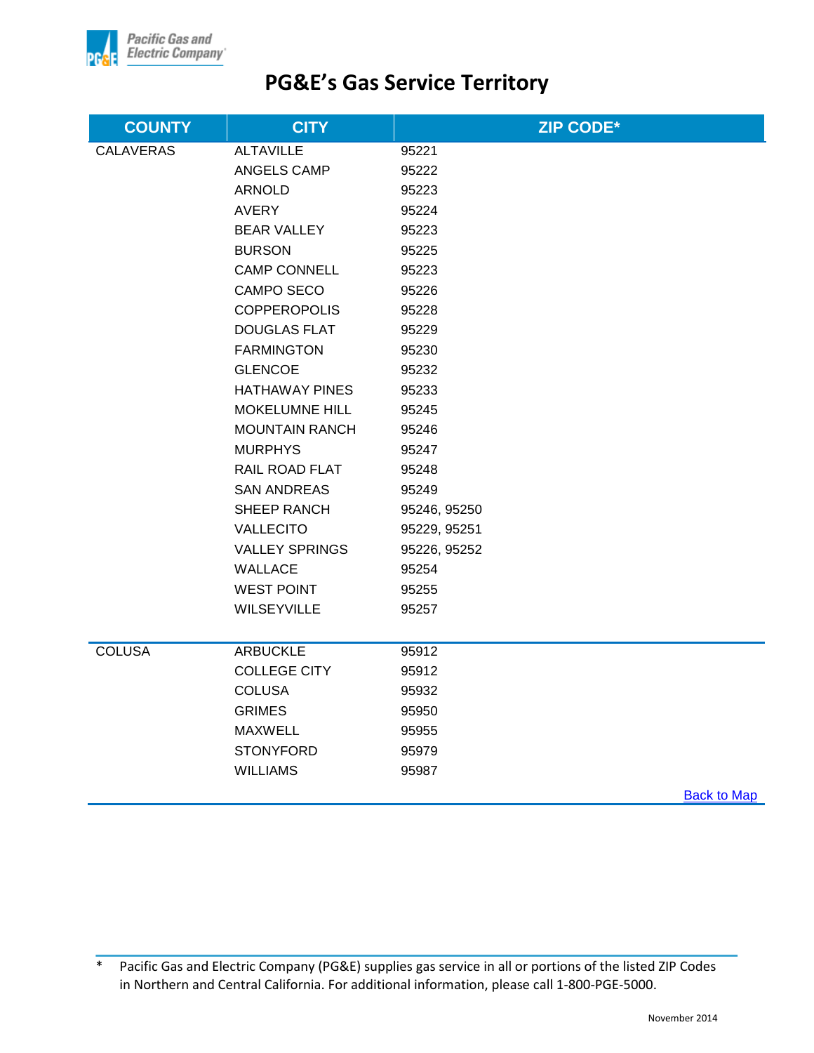# PG&E's Gas Service Territory

| COUNTY | CITY | ZIP CODE* |
|---|---|---|
| CALAVERAS | ALTAVILLE | 95221 |
| | ANGELS CAMP | 95222 |
| | ARNOLD | 95223 |
| | AVERY | 95224 |
| | BEAR VALLEY | 95223 |
| | BURSON | 95225 |
| | CAMP CONNELL | 95223 |
| | CAMPO SECO | 95226 |
| | COPPEROPOLIS | 95228 |
| | DOUGLAS FLAT | 95229 |
| | FARMINGTON | 95230 |
| | GLENCOE | 95232 |
| | HATHAWAY PINES | 95233 |
| | MOKELUMNE HILL | 95245 |
| | MOUNTAIN RANCH | 95246 |
| | MURPHYS | 95247 |
| | RAIL ROAD FLAT | 95248 |
| | SAN ANDREAS | 95249 |
| | SHEEP RANCH | 95246, 95250 |
| | VALLECITO | 95229, 95251 |
| | VALLEY SPRINGS | 95226, 95252 |
| | WALLACE | 95254 |
| | WEST POINT | 95255 |
| | WILSEYVILLE | 95257 |
| COLUSA | ARBUCKLE | 95912 |
| | COLLEGE CITY | 95912 |
| | COLUSA | 95932 |
| | GRIMES | 95950 |
| | MAXWELL | 95955 |
| | STONYFORD | 95979 |
| | WILLIAMS | 95987 |

Back to Map

\* Pacific Gas and Electric Company (PG&E) supplies gas service in all or portions of the listed ZIP Codes in Northern and Central California. For additional information, please call 1-800-PGE-5000.

November 2014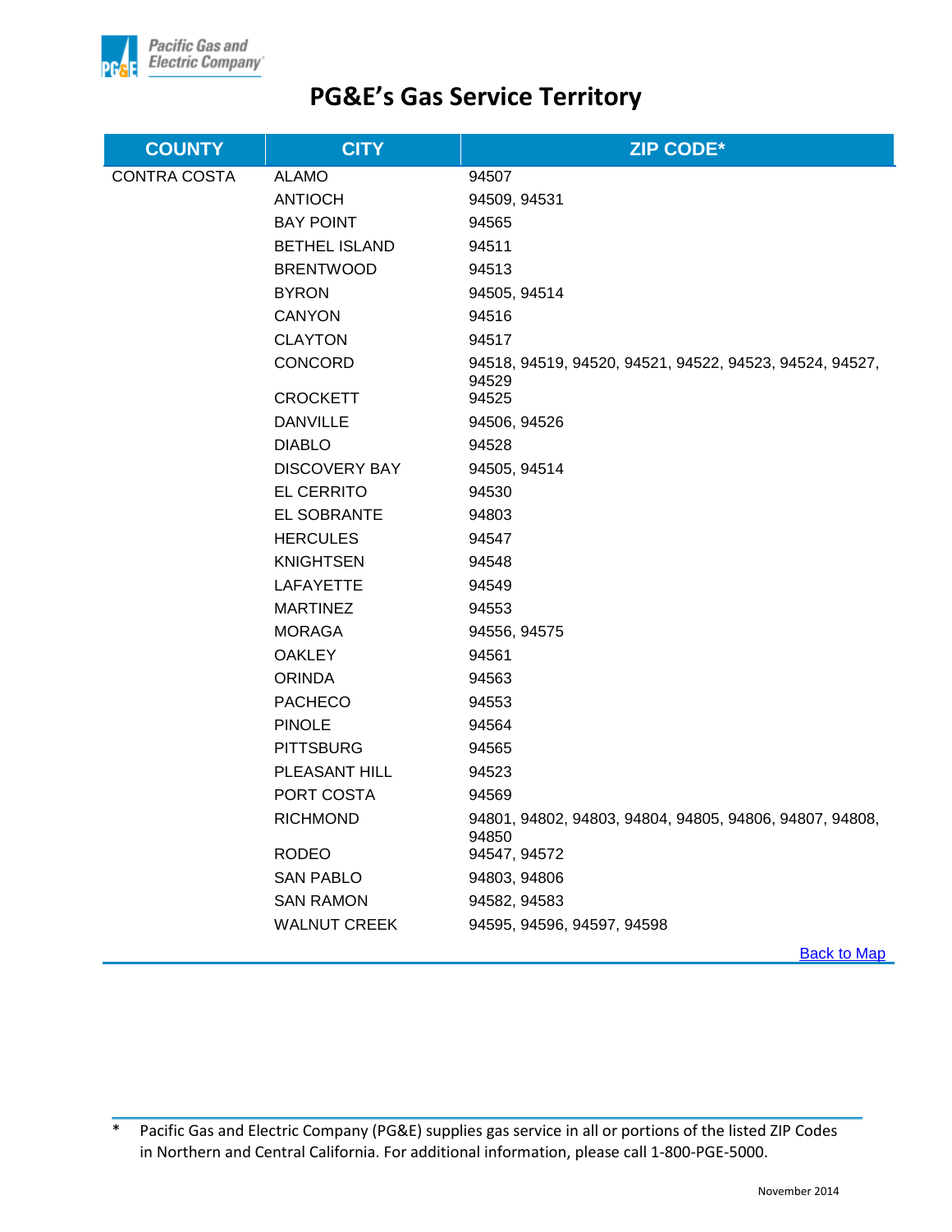# PG&E's Gas Service Territory

| COUNTY | CITY | ZIP CODE* |
|---|---|---|
| CONTRA COSTA | ALAMO | 94507 |
| | ANTIOCH | 94509, 94531 |
| | BAY POINT | 94565 |
| | BETHEL ISLAND | 94511 |
| | BRENTWOOD | 94513 |
| | BYRON | 94505, 94514 |
| | CANYON | 94516 |
| | CLAYTON | 94517 |
| | CONCORD | 94518, 94519, 94520, 94521, 94522, 94523, 94524, 94527, 94529 |
| | CROCKETT | 94525 |
| | DANVILLE | 94506, 94526 |
| | DIABLO | 94528 |
| | DISCOVERY BAY | 94505, 94514 |
| | EL CERRITO | 94530 |
| | EL SOBRANTE | 94803 |
| | HERCULES | 94547 |
| | KNIGHTSEN | 94548 |
| | LAFAYETTE | 94549 |
| | MARTINEZ | 94553 |
| | MORAGA | 94556, 94575 |
| | OAKLEY | 94561 |
| | ORINDA | 94563 |
| | PACHECO | 94553 |
| | PINOLE | 94564 |
| | PITTSBURG | 94565 |
| | PLEASANT HILL | 94523 |
| | PORT COSTA | 94569 |
| | RICHMOND | 94801, 94802, 94803, 94804, 94805, 94806, 94807, 94808, 94850 |
| | RODEO | 94547, 94572 |
| | SAN PABLO | 94803, 94806 |
| | SAN RAMON | 94582, 94583 |
| | WALNUT CREEK | 94595, 94596, 94597, 94598 |

Back to Map

\* Pacific Gas and Electric Company (PG&E) supplies gas service in all or portions of the listed ZIP Codes in Northern and Central California. For additional information, please call 1-800-PGE-5000.

November 2014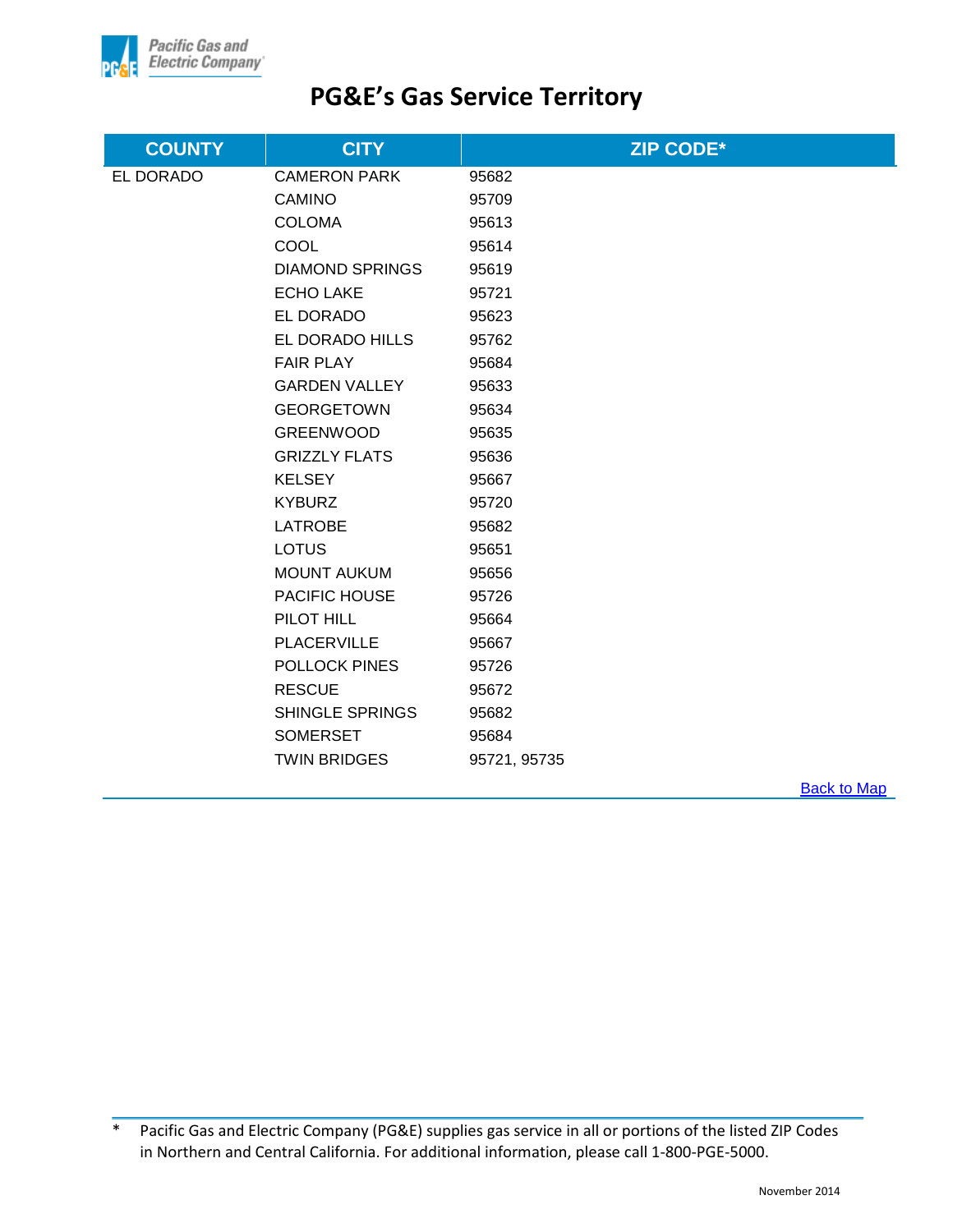# PG&E's Gas Service Territory

| COUNTY | CITY | ZIP CODE* |
|---|---|---|
| EL DORADO | CAMERON PARK | 95682 |
| | CAMINO | 95709 |
| | COLOMA | 95613 |
| | COOL | 95614 |
| | DIAMOND SPRINGS | 95619 |
| | ECHO LAKE | 95721 |
| | EL DORADO | 95623 |
| | EL DORADO HILLS | 95762 |
| | FAIR PLAY | 95684 |
| | GARDEN VALLEY | 95633 |
| | GEORGETOWN | 95634 |
| | GREENWOOD | 95635 |
| | GRIZZLY FLATS | 95636 |
| | KELSEY | 95667 |
| | KYBURZ | 95720 |
| | LATROBE | 95682 |
| | LOTUS | 95651 |
| | MOUNT AUKUM | 95656 |
| | PACIFIC HOUSE | 95726 |
| | PILOT HILL | 95664 |
| | PLACERVILLE | 95667 |
| | POLLOCK PINES | 95726 |
| | RESCUE | 95672 |
| | SHINGLE SPRINGS | 95682 |
| | SOMERSET | 95684 |
| | TWIN BRIDGES | 95721, 95735 |

Back to Map

* Pacific Gas and Electric Company (PG&E) supplies gas service in all or portions of the listed ZIP Codes in Northern and Central California. For additional information, please call 1-800-PGE-5000.

November 2014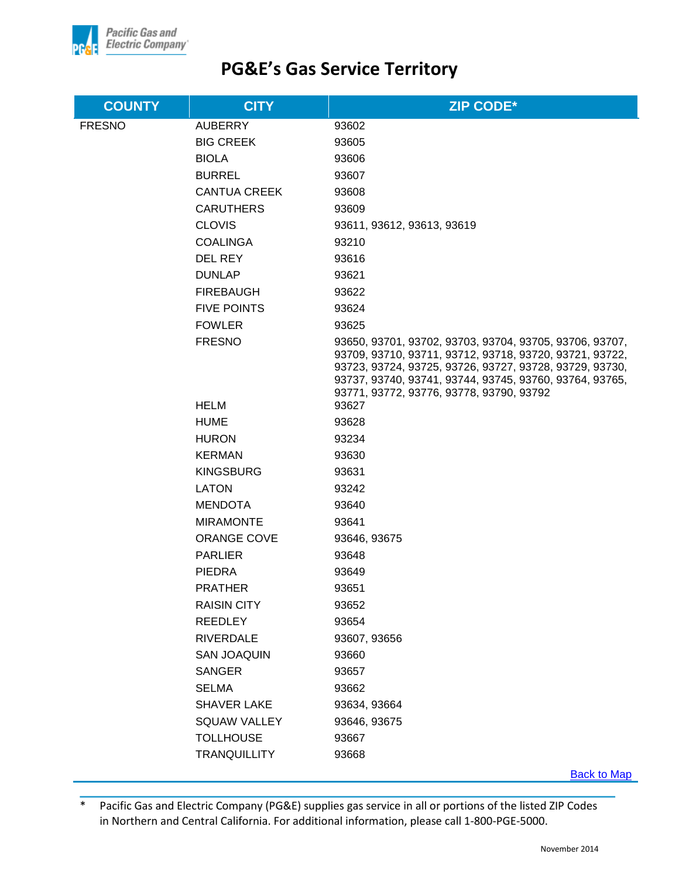# PG&E's Gas Service Territory

| COUNTY | CITY | ZIP CODE* |
|---|---|---|
| FRESNO | AUBERRY | 93602 |
| | BIG CREEK | 93605 |
| | BIOLA | 93606 |
| | BURREL | 93607 |
| | CANTUA CREEK | 93608 |
| | CARUTHERS | 93609 |
| | CLOVIS | 93611, 93612, 93613, 93619 |
| | COALINGA | 93210 |
| | DEL REY | 93616 |
| | DUNLAP | 93621 |
| | FIREBAUGH | 93622 |
| | FIVE POINTS | 93624 |
| | FOWLER | 93625 |
| | FRESNO | 93650, 93701, 93702, 93703, 93704, 93705, 93706, 93707, 93709, 93710, 93711, 93712, 93718, 93720, 93721, 93722, 93723, 93724, 93725, 93726, 93727, 93728, 93729, 93730, 93737, 93740, 93741, 93744, 93745, 93760, 93764, 93765, 93771, 93772, 93776, 93778, 93790, 93792 |
| | HELM | 93627 |
| | HUME | 93628 |
| | HURON | 93234 |
| | KERMAN | 93630 |
| | KINGSBURG | 93631 |
| | LATON | 93242 |
| | MENDOTA | 93640 |
| | MIRAMONTE | 93641 |
| | ORANGE COVE | 93646, 93675 |
| | PARLIER | 93648 |
| | PIEDRA | 93649 |
| | PRATHER | 93651 |
| | RAISIN CITY | 93652 |
| | REEDLEY | 93654 |
| | RIVERDALE | 93607, 93656 |
| | SAN JOAQUIN | 93660 |
| | SANGER | 93657 |
| | SELMA | 93662 |
| | SHAVER LAKE | 93634, 93664 |
| | SQUAW VALLEY | 93646, 93675 |
| | TOLLHOUSE | 93667 |
| | TRANQUILLITY | 93668 |

Back to Map

\* Pacific Gas and Electric Company (PG&E) supplies gas service in all or portions of the listed ZIP Codes in Northern and Central California. For additional information, please call 1-800-PGE-5000.

November 2014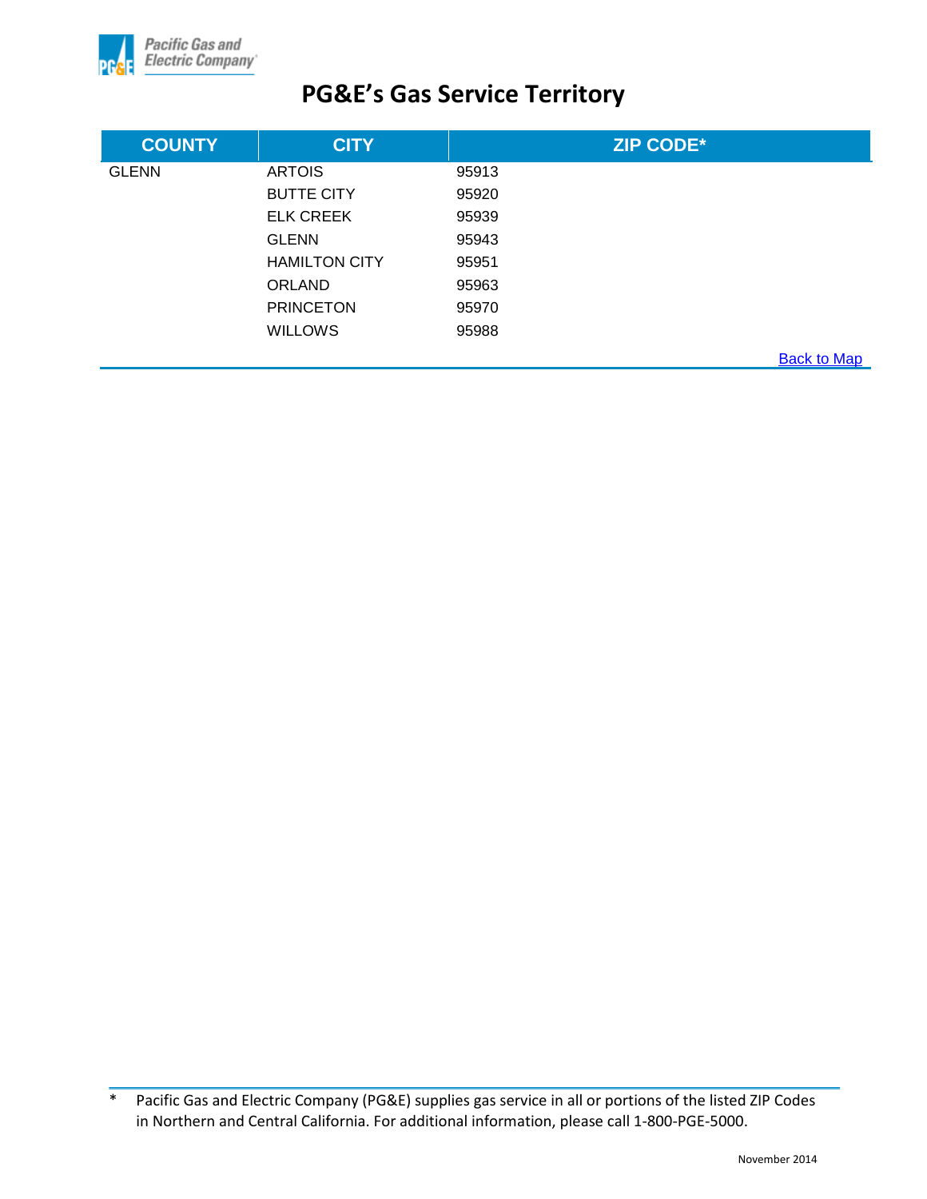# PG&E's Gas Service Territory

| COUNTY | CITY | ZIP CODE* |
|---|---|---|
| GLENN | ARTOIS | 95913 |
| | BUTTE CITY | 95920 |
| | ELK CREEK | 95939 |
| | GLENN | 95943 |
| | HAMILTON CITY | 95951 |
| | ORLAND | 95963 |
| | PRINCETON | 95970 |
| | WILLOWS | 95988 |

Back to Map

\* Pacific Gas and Electric Company (PG&E) supplies gas service in all or portions of the listed ZIP Codes in Northern and Central California. For additional information, please call 1-800-PGE-5000.

November 2014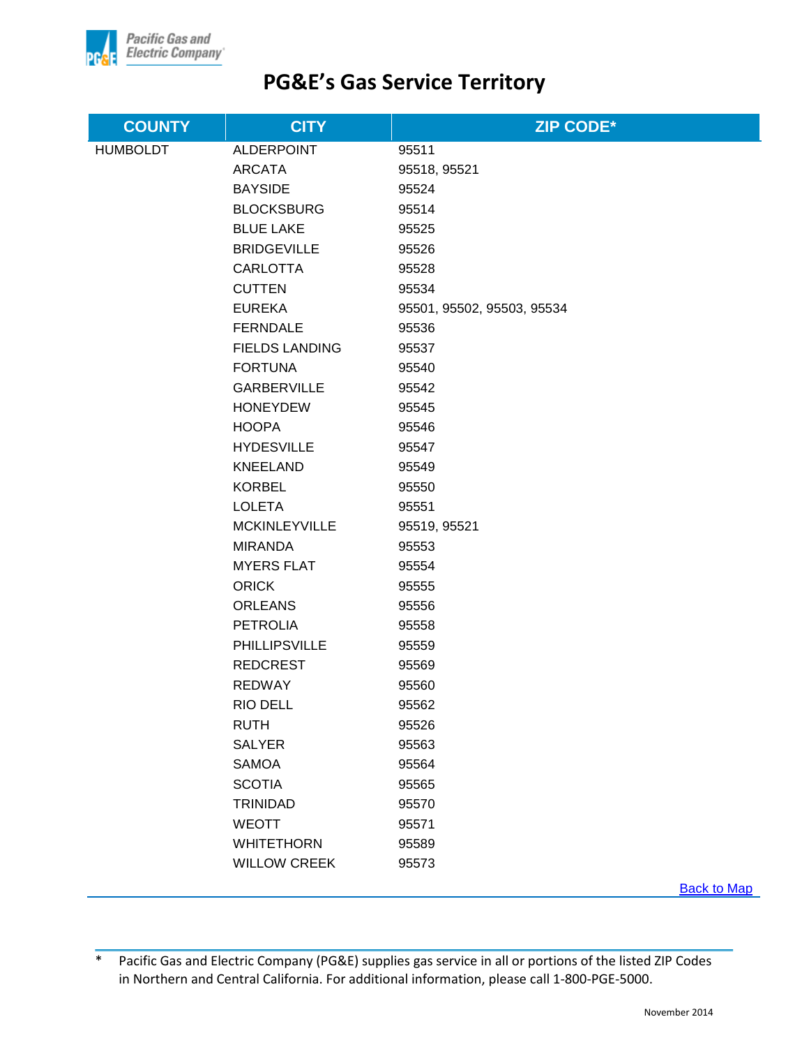# PG&E's Gas Service Territory

| COUNTY | CITY | ZIP CODE* |
|---|---|---|
| HUMBOLDT | ALDERPOINT | 95511 |
| | ARCATA | 95518, 95521 |
| | BAYSIDE | 95524 |
| | BLOCKSBURG | 95514 |
| | BLUE LAKE | 95525 |
| | BRIDGEVILLE | 95526 |
| | CARLOTTA | 95528 |
| | CUTTEN | 95534 |
| | EUREKA | 95501, 95502, 95503, 95534 |
| | FERNDALE | 95536 |
| | FIELDS LANDING | 95537 |
| | FORTUNA | 95540 |
| | GARBERVILLE | 95542 |
| | HONEYDEW | 95545 |
| | HOOPA | 95546 |
| | HYDESVILLE | 95547 |
| | KNEELAND | 95549 |
| | KORBEL | 95550 |
| | LOLETA | 95551 |
| | MCKINLEYVILLE | 95519, 95521 |
| | MIRANDA | 95553 |
| | MYERS FLAT | 95554 |
| | ORICK | 95555 |
| | ORLEANS | 95556 |
| | PETROLIA | 95558 |
| | PHILLIPSVILLE | 95559 |
| | REDCREST | 95569 |
| | REDWAY | 95560 |
| | RIO DELL | 95562 |
| | RUTH | 95526 |
| | SALYER | 95563 |
| | SAMOA | 95564 |
| | SCOTIA | 95565 |
| | TRINIDAD | 95570 |
| | WEOTT | 95571 |
| | WHITETHORN | 95589 |
| | WILLOW CREEK | 95573 |

Back to Map

* Pacific Gas and Electric Company (PG&E) supplies gas service in all or portions of the listed ZIP Codes in Northern and Central California. For additional information, please call 1-800-PGE-5000.

November 2014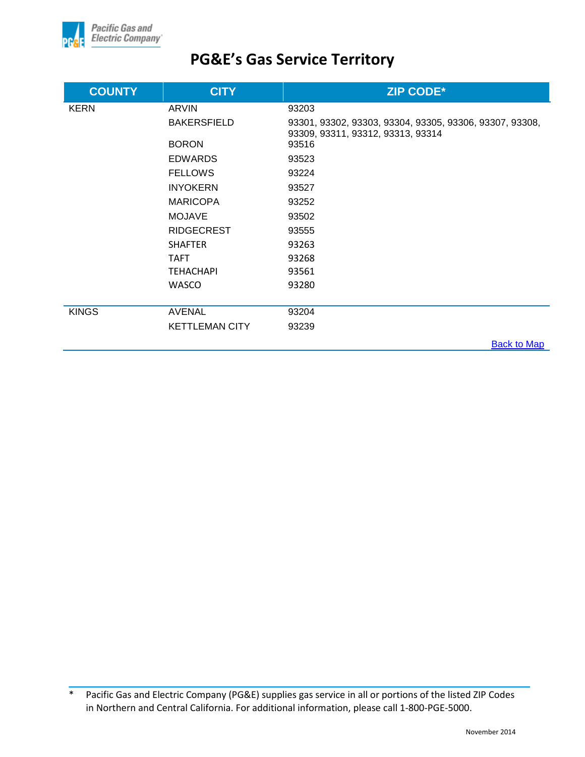# PG&E's Gas Service Territory

| COUNTY | CITY | ZIP CODE* |
|---|---|---|
| KERN | ARVIN | 93203 |
| | BAKERSFIELD | 93301, 93302, 93303, 93304, 93305, 93306, 93307, 93308, 93309, 93311, 93312, 93313, 93314 |
| | BORON | 93516 |
| | EDWARDS | 93523 |
| | FELLOWS | 93224 |
| | INYOKERN | 93527 |
| | MARICOPA | 93252 |
| | MOJAVE | 93502 |
| | RIDGECREST | 93555 |
| | SHAFTER | 93263 |
| | TAFT | 93268 |
| | TEHACHAPI | 93561 |
| | WASCO | 93280 |
| KINGS | AVENAL | 93204 |
| | KETTLEMAN CITY | 93239 |

Back to Map

\* Pacific Gas and Electric Company (PG&E) supplies gas service in all or portions of the listed ZIP Codes in Northern and Central California. For additional information, please call 1-800-PGE-5000.

November 2014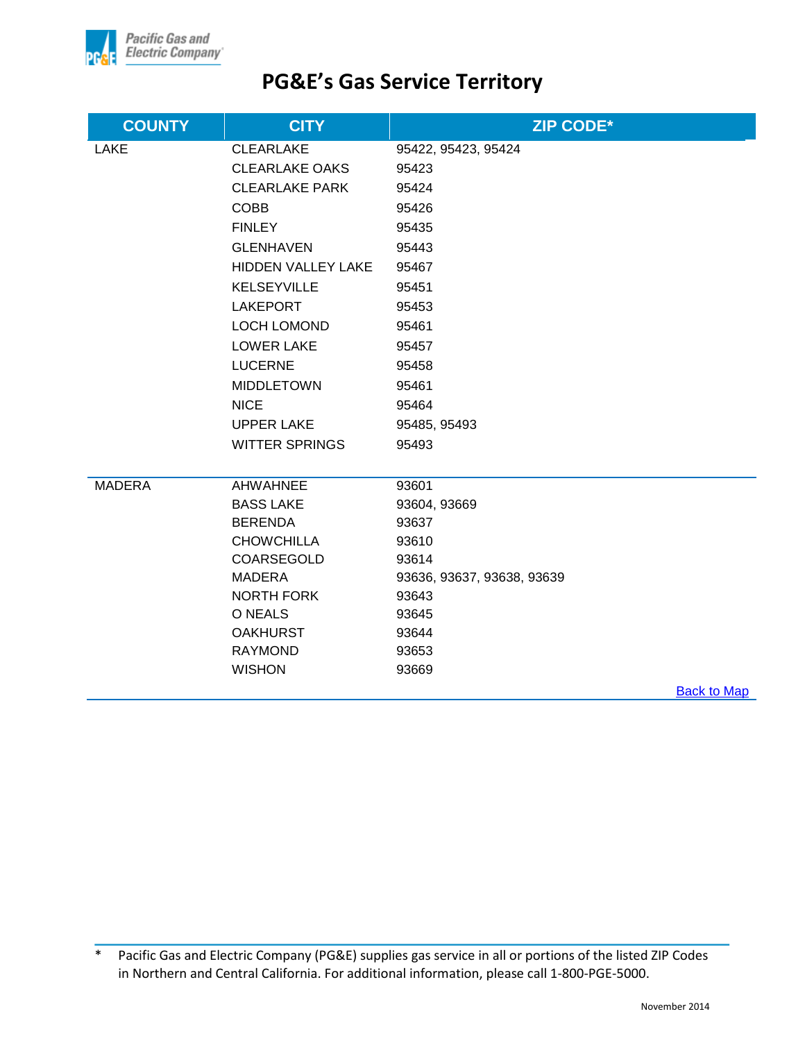# PG&E's Gas Service Territory

| COUNTY | CITY | ZIP CODE* |
|---|---|---|
| LAKE | CLEARLAKE | 95422, 95423, 95424 |
| | CLEARLAKE OAKS | 95423 |
| | CLEARLAKE PARK | 95424 |
| | COBB | 95426 |
| | FINLEY | 95435 |
| | GLENHAVEN | 95443 |
| | HIDDEN VALLEY LAKE | 95467 |
| | KELSEYVILLE | 95451 |
| | LAKEPORT | 95453 |
| | LOCH LOMOND | 95461 |
| | LOWER LAKE | 95457 |
| | LUCERNE | 95458 |
| | MIDDLETOWN | 95461 |
| | NICE | 95464 |
| | UPPER LAKE | 95485, 95493 |
| | WITTER SPRINGS | 95493 |
| MADERA | AHWAHNEE | 93601 |
| | BASS LAKE | 93604, 93669 |
| | BERENDA | 93637 |
| | CHOWCHILLA | 93610 |
| | COARSEGOLD | 93614 |
| | MADERA | 93636, 93637, 93638, 93639 |
| | NORTH FORK | 93643 |
| | O NEALS | 93645 |
| | OAKHURST | 93644 |
| | RAYMOND | 93653 |
| | WISHON | 93669 |

Back to Map

\* Pacific Gas and Electric Company (PG&E) supplies gas service in all or portions of the listed ZIP Codes in Northern and Central California. For additional information, please call 1-800-PGE-5000.

November 2014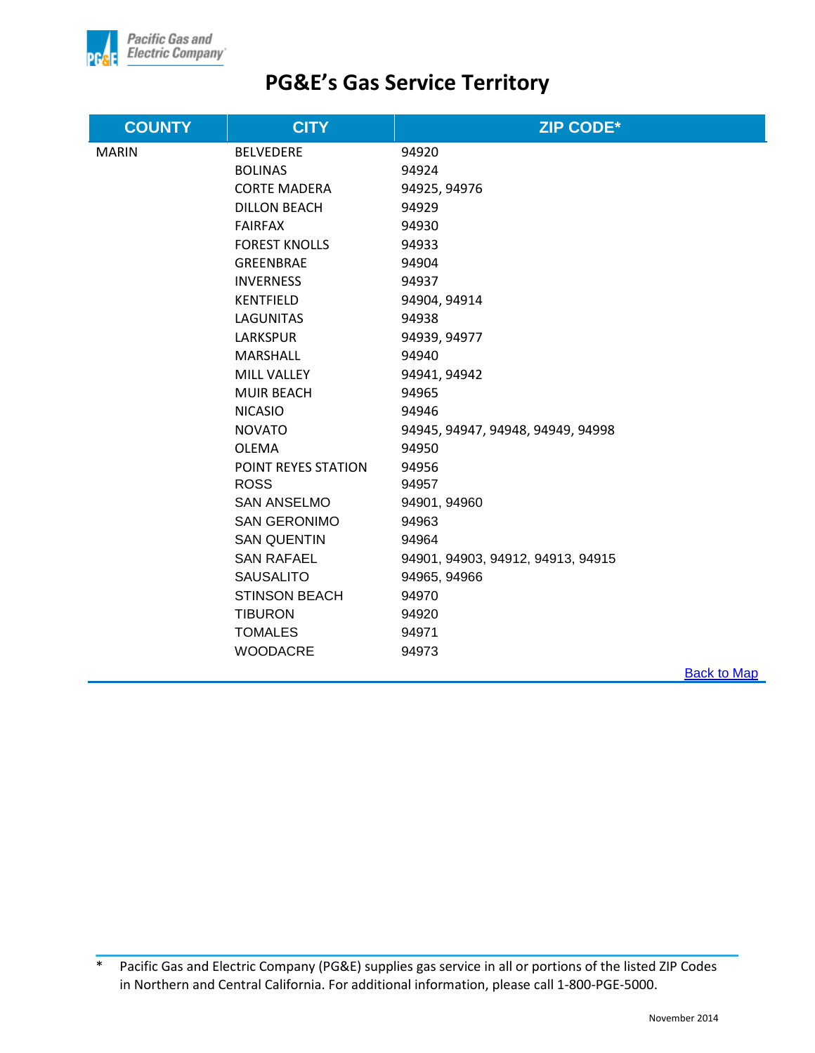# PG&E's Gas Service Territory

| COUNTY | CITY | ZIP CODE* |
|---|---|---|
| MARIN | BELVEDERE | 94920 |
| | BOLINAS | 94924 |
| | CORTE MADERA | 94925, 94976 |
| | DILLON BEACH | 94929 |
| | FAIRFAX | 94930 |
| | FOREST KNOLLS | 94933 |
| | GREENBRAE | 94904 |
| | INVERNESS | 94937 |
| | KENTFIELD | 94904, 94914 |
| | LAGUNITAS | 94938 |
| | LARKSPUR | 94939, 94977 |
| | MARSHALL | 94940 |
| | MILL VALLEY | 94941, 94942 |
| | MUIR BEACH | 94965 |
| | NICASIO | 94946 |
| | NOVATO | 94945, 94947, 94948, 94949, 94998 |
| | OLEMA | 94950 |
| | POINT REYES STATION | 94956 |
| | ROSS | 94957 |
| | SAN ANSELMO | 94901, 94960 |
| | SAN GERONIMO | 94963 |
| | SAN QUENTIN | 94964 |
| | SAN RAFAEL | 94901, 94903, 94912, 94913, 94915 |
| | SAUSALITO | 94965, 94966 |
| | STINSON BEACH | 94970 |
| | TIBURON | 94920 |
| | TOMALES | 94971 |
| | WOODACRE | 94973 |

Back to Map

\* Pacific Gas and Electric Company (PG&E) supplies gas service in all or portions of the listed ZIP Codes in Northern and Central California. For additional information, please call 1-800-PGE-5000.

November 2014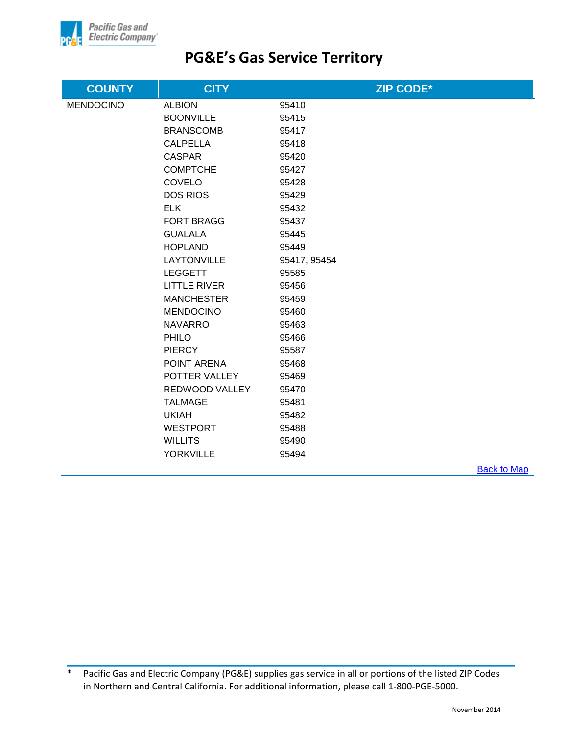# PG&E's Gas Service Territory

| COUNTY | CITY | ZIP CODE* |
|---|---|---|
| MENDOCINO | ALBION | 95410 |
| | BOONVILLE | 95415 |
| | BRANSCOMB | 95417 |
| | CALPELLA | 95418 |
| | CASPAR | 95420 |
| | COMPTCHE | 95427 |
| | COVELO | 95428 |
| | DOS RIOS | 95429 |
| | ELK | 95432 |
| | FORT BRAGG | 95437 |
| | GUALALA | 95445 |
| | HOPLAND | 95449 |
| | LAYTONVILLE | 95417, 95454 |
| | LEGGETT | 95585 |
| | LITTLE RIVER | 95456 |
| | MANCHESTER | 95459 |
| | MENDOCINO | 95460 |
| | NAVARRO | 95463 |
| | PHILO | 95466 |
| | PIERCY | 95587 |
| | POINT ARENA | 95468 |
| | POTTER VALLEY | 95469 |
| | REDWOOD VALLEY | 95470 |
| | TALMAGE | 95481 |
| | UKIAH | 95482 |
| | WESTPORT | 95488 |
| | WILLITS | 95490 |
| | YORKVILLE | 95494 |

Back to Map

\* Pacific Gas and Electric Company (PG&E) supplies gas service in all or portions of the listed ZIP Codes in Northern and Central California. For additional information, please call 1-800-PGE-5000.

November 2014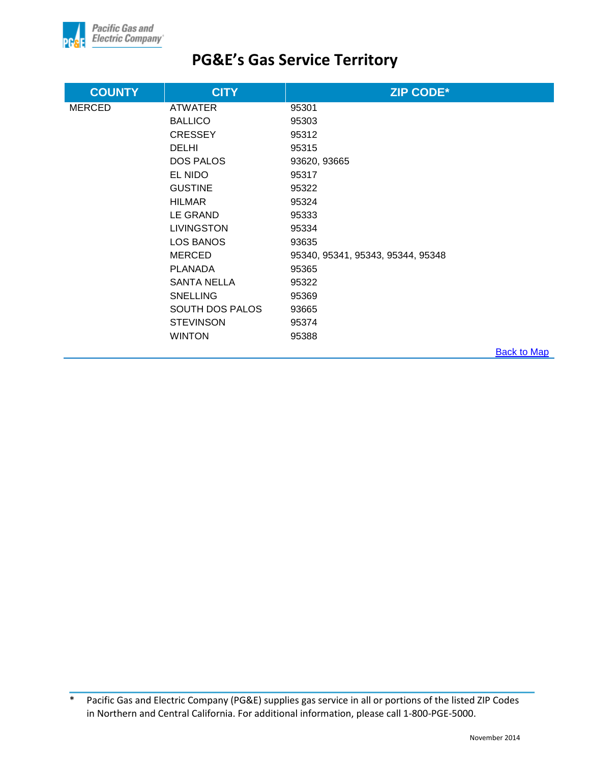# PG&E's Gas Service Territory

| COUNTY | CITY | ZIP CODE* |
|---|---|---|
| MERCED | ATWATER | 95301 |
| | BALLICO | 95303 |
| | CRESSEY | 95312 |
| | DELHI | 95315 |
| | DOS PALOS | 93620, 93665 |
| | EL NIDO | 95317 |
| | GUSTINE | 95322 |
| | HILMAR | 95324 |
| | LE GRAND | 95333 |
| | LIVINGSTON | 95334 |
| | LOS BANOS | 93635 |
| | MERCED | 95340, 95341, 95343, 95344, 95348 |
| | PLANADA | 95365 |
| | SANTA NELLA | 95322 |
| | SNELLING | 95369 |
| | SOUTH DOS PALOS | 93665 |
| | STEVINSON | 95374 |
| | WINTON | 95388 |

Back to Map

* Pacific Gas and Electric Company (PG&E) supplies gas service in all or portions of the listed ZIP Codes in Northern and Central California. For additional information, please call 1-800-PGE-5000.

November 2014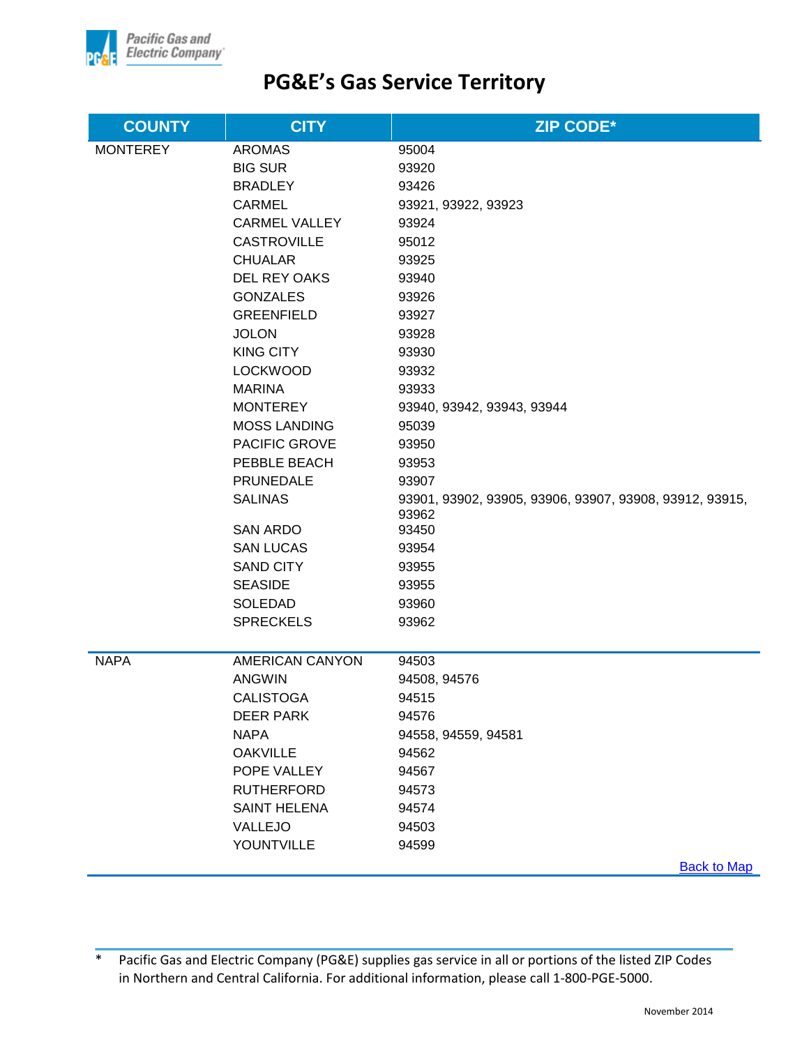# PG&E's Gas Service Territory

| COUNTY | CITY | ZIP CODE* |
|---|---|---|
| MONTEREY | AROMAS | 95004 |
| | BIG SUR | 93920 |
| | BRADLEY | 93426 |
| | CARMEL | 93921, 93922, 93923 |
| | CARMEL VALLEY | 93924 |
| | CASTROVILLE | 95012 |
| | CHUALAR | 93925 |
| | DEL REY OAKS | 93940 |
| | GONZALES | 93926 |
| | GREENFIELD | 93927 |
| | JOLON | 93928 |
| | KING CITY | 93930 |
| | LOCKWOOD | 93932 |
| | MARINA | 93933 |
| | MONTEREY | 93940, 93942, 93943, 93944 |
| | MOSS LANDING | 95039 |
| | PACIFIC GROVE | 93950 |
| | PEBBLE BEACH | 93953 |
| | PRUNEDALE | 93907 |
| | SALINAS | 93901, 93902, 93905, 93906, 93907, 93908, 93912, 93915, 93962 |
| | SAN ARDO | 93450 |
| | SAN LUCAS | 93954 |
| | SAND CITY | 93955 |
| | SEASIDE | 93955 |
| | SOLEDAD | 93960 |
| | SPRECKELS | 93962 |
| NAPA | AMERICAN CANYON | 94503 |
| | ANGWIN | 94508, 94576 |
| | CALISTOGA | 94515 |
| | DEER PARK | 94576 |
| | NAPA | 94558, 94559, 94581 |
| | OAKVILLE | 94562 |
| | POPE VALLEY | 94567 |
| | RUTHERFORD | 94573 |
| | SAINT HELENA | 94574 |
| | VALLEJO | 94503 |
| | YOUNTVILLE | 94599 |

Back to Map

\* Pacific Gas and Electric Company (PG&E) supplies gas service in all or portions of the listed ZIP Codes in Northern and Central California. For additional information, please call 1-800-PGE-5000.

November 2014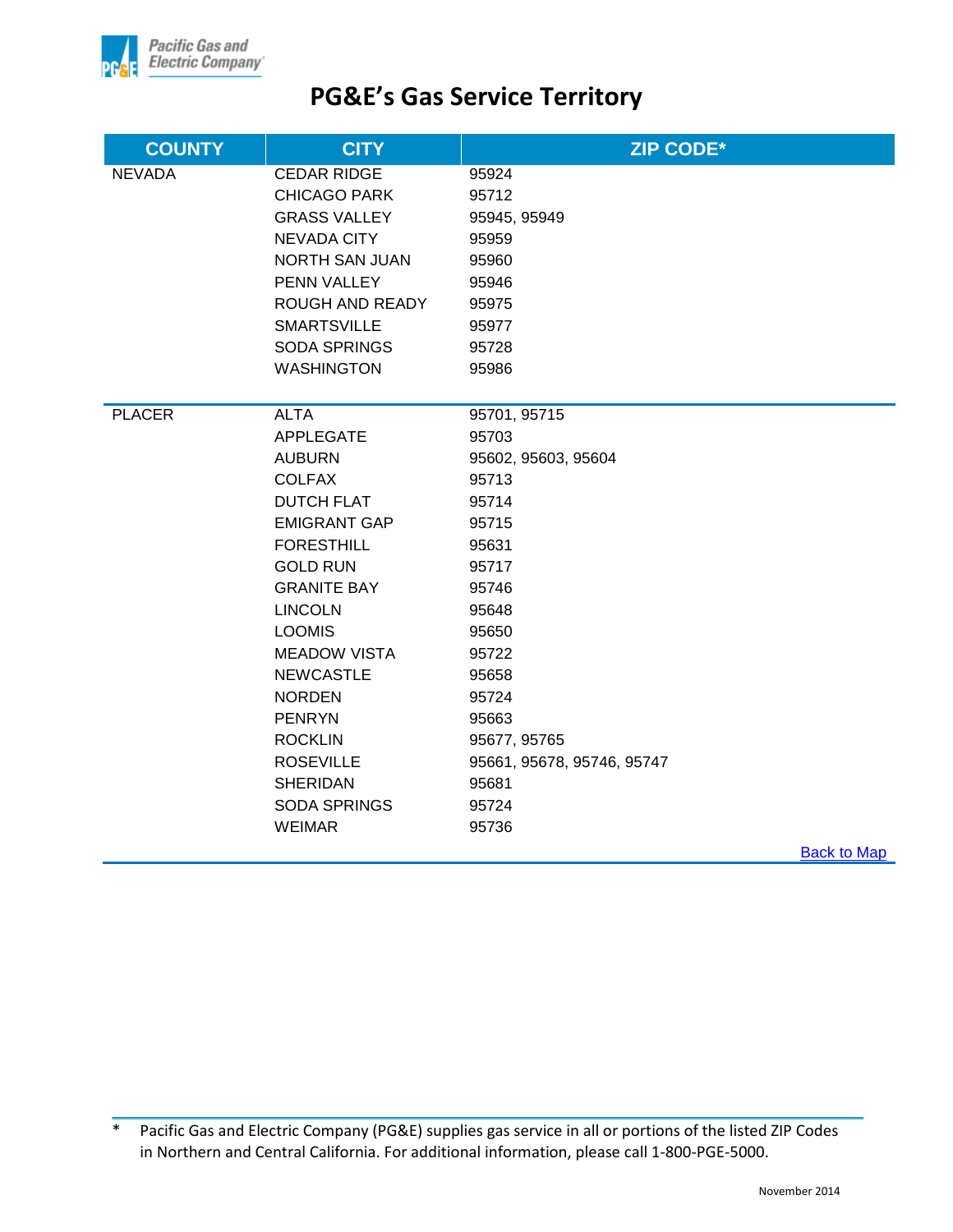# PG&E's Gas Service Territory

| COUNTY | CITY | ZIP CODE* |
|---|---|---|
| NEVADA | CEDAR RIDGE | 95924 |
| | CHICAGO PARK | 95712 |
| | GRASS VALLEY | 95945, 95949 |
| | NEVADA CITY | 95959 |
| | NORTH SAN JUAN | 95960 |
| | PENN VALLEY | 95946 |
| | ROUGH AND READY | 95975 |
| | SMARTSVILLE | 95977 |
| | SODA SPRINGS | 95728 |
| | WASHINGTON | 95986 |
| PLACER | ALTA | 95701, 95715 |
| | APPLEGATE | 95703 |
| | AUBURN | 95602, 95603, 95604 |
| | COLFAX | 95713 |
| | DUTCH FLAT | 95714 |
| | EMIGRANT GAP | 95715 |
| | FORESTHILL | 95631 |
| | GOLD RUN | 95717 |
| | GRANITE BAY | 95746 |
| | LINCOLN | 95648 |
| | LOOMIS | 95650 |
| | MEADOW VISTA | 95722 |
| | NEWCASTLE | 95658 |
| | NORDEN | 95724 |
| | PENRYN | 95663 |
| | ROCKLIN | 95677, 95765 |
| | ROSEVILLE | 95661, 95678, 95746, 95747 |
| | SHERIDAN | 95681 |
| | SODA SPRINGS | 95724 |
| | WEIMAR | 95736 |

Back to Map

\* Pacific Gas and Electric Company (PG&E) supplies gas service in all or portions of the listed ZIP Codes in Northern and Central California. For additional information, please call 1-800-PGE-5000.

November 2014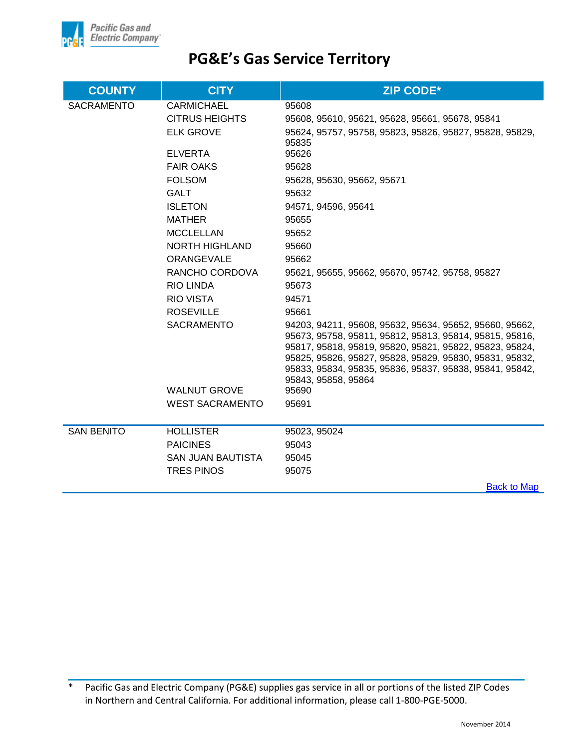# PG&E's Gas Service Territory

| COUNTY | CITY | ZIP CODE* |
|---|---|---|
| SACRAMENTO | CARMICHAEL | 95608 |
| | CITRUS HEIGHTS | 95608, 95610, 95621, 95628, 95661, 95678, 95841 |
| | ELK GROVE | 95624, 95757, 95758, 95823, 95826, 95827, 95828, 95829, 95835 |
| | ELVERTA | 95626 |
| | FAIR OAKS | 95628 |
| | FOLSOM | 95628, 95630, 95662, 95671 |
| | GALT | 95632 |
| | ISLETON | 94571, 94596, 95641 |
| | MATHER | 95655 |
| | MCCLELLAN | 95652 |
| | NORTH HIGHLAND | 95660 |
| | ORANGEVALE | 95662 |
| | RANCHO CORDOVA | 95621, 95655, 95662, 95670, 95742, 95758, 95827 |
| | RIO LINDA | 95673 |
| | RIO VISTA | 94571 |
| | ROSEVILLE | 95661 |
| | SACRAMENTO | 94203, 94211, 95608, 95632, 95634, 95652, 95660, 95662, 95673, 95758, 95811, 95812, 95813, 95814, 95815, 95816, 95817, 95818, 95819, 95820, 95821, 95822, 95823, 95824, 95825, 95826, 95827, 95828, 95829, 95830, 95831, 95832, 95833, 95834, 95835, 95836, 95837, 95838, 95841, 95842, 95843, 95858, 95864 |
| | WALNUT GROVE | 95690 |
| | WEST SACRAMENTO | 95691 |
| SAN BENITO | HOLLISTER | 95023, 95024 |
| | PAICINES | 95043 |
| | SAN JUAN BAUTISTA | 95045 |
| | TRES PINOS | 95075 |

Back to Map

* Pacific Gas and Electric Company (PG&E) supplies gas service in all or portions of the listed ZIP Codes in Northern and Central California. For additional information, please call 1-800-PGE-5000.

November 2014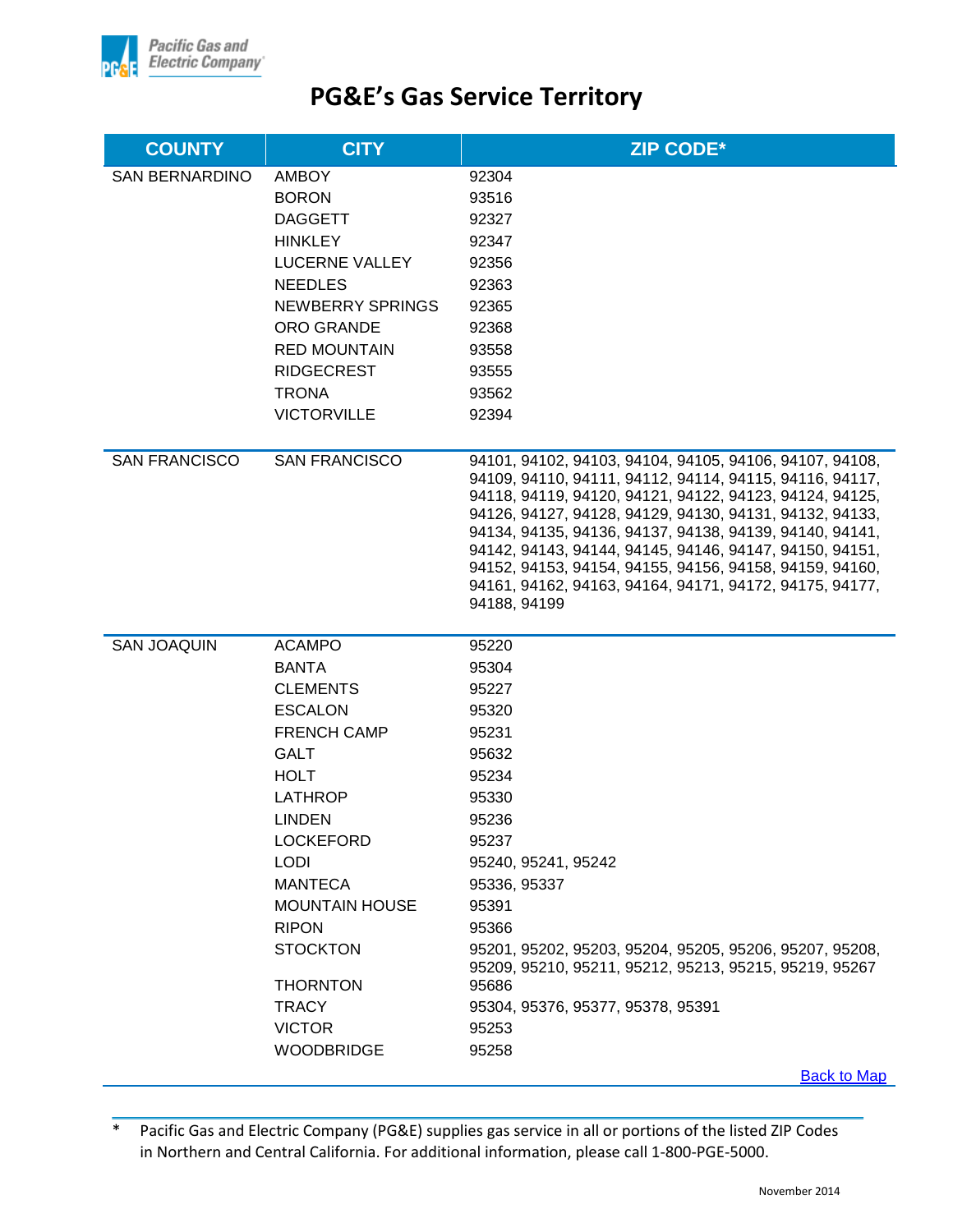# PG&E's Gas Service Territory

| COUNTY | CITY | ZIP CODE* |
|---|---|---|
| SAN BERNARDINO | AMBOY | 92304 |
| | BORON | 93516 |
| | DAGGETT | 92327 |
| | HINKLEY | 92347 |
| | LUCERNE VALLEY | 92356 |
| | NEEDLES | 92363 |
| | NEWBERRY SPRINGS | 92365 |
| | ORO GRANDE | 92368 |
| | RED MOUNTAIN | 93558 |
| | RIDGECREST | 93555 |
| | TRONA | 93562 |
| | VICTORVILLE | 92394 |
| SAN FRANCISCO | SAN FRANCISCO | 94101, 94102, 94103, 94104, 94105, 94106, 94107, 94108, 94109, 94110, 94111, 94112, 94114, 94115, 94116, 94117, 94118, 94119, 94120, 94121, 94122, 94123, 94124, 94125, 94126, 94127, 94128, 94129, 94130, 94131, 94132, 94133, 94134, 94135, 94136, 94137, 94138, 94139, 94140, 94141, 94142, 94143, 94144, 94145, 94146, 94147, 94150, 94151, 94152, 94153, 94154, 94155, 94156, 94158, 94159, 94160, 94161, 94162, 94163, 94164, 94171, 94172, 94175, 94177, 94188, 94199 |
| SAN JOAQUIN | ACAMPO | 95220 |
| | BANTA | 95304 |
| | CLEMENTS | 95227 |
| | ESCALON | 95320 |
| | FRENCH CAMP | 95231 |
| | GALT | 95632 |
| | HOLT | 95234 |
| | LATHROP | 95330 |
| | LINDEN | 95236 |
| | LOCKEFORD | 95237 |
| | LODI | 95240, 95241, 95242 |
| | MANTECA | 95336, 95337 |
| | MOUNTAIN HOUSE | 95391 |
| | RIPON | 95366 |
| | STOCKTON | 95201, 95202, 95203, 95204, 95205, 95206, 95207, 95208, 95209, 95210, 95211, 95212, 95213, 95215, 95219, 95267 |
| | THORNTON | 95686 |
| | TRACY | 95304, 95376, 95377, 95378, 95391 |
| | VICTOR | 95253 |
| | WOODBRIDGE | 95258 |

Back to Map

\* Pacific Gas and Electric Company (PG&E) supplies gas service in all or portions of the listed ZIP Codes in Northern and Central California. For additional information, please call 1-800-PGE-5000.

November 2014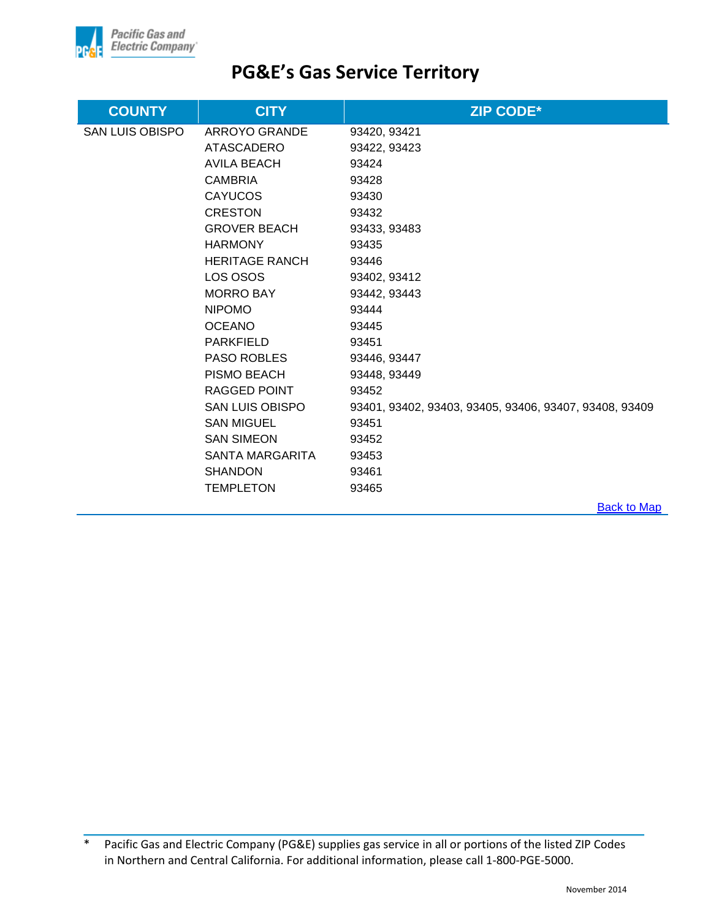# PG&E's Gas Service Territory

| COUNTY | CITY | ZIP CODE* |
|---|---|---|
| SAN LUIS OBISPO | ARROYO GRANDE | 93420, 93421 |
| | ATASCADERO | 93422, 93423 |
| | AVILA BEACH | 93424 |
| | CAMBRIA | 93428 |
| | CAYUCOS | 93430 |
| | CRESTON | 93432 |
| | GROVER BEACH | 93433, 93483 |
| | HARMONY | 93435 |
| | HERITAGE RANCH | 93446 |
| | LOS OSOS | 93402, 93412 |
| | MORRO BAY | 93442, 93443 |
| | NIPOMO | 93444 |
| | OCEANO | 93445 |
| | PARKFIELD | 93451 |
| | PASO ROBLES | 93446, 93447 |
| | PISMO BEACH | 93448, 93449 |
| | RAGGED POINT | 93452 |
| | SAN LUIS OBISPO | 93401, 93402, 93403, 93405, 93406, 93407, 93408, 93409 |
| | SAN MIGUEL | 93451 |
| | SAN SIMEON | 93452 |
| | SANTA MARGARITA | 93453 |
| | SHANDON | 93461 |
| | TEMPLETON | 93465 |

Back to Map

\* Pacific Gas and Electric Company (PG&E) supplies gas service in all or portions of the listed ZIP Codes in Northern and Central California. For additional information, please call 1-800-PGE-5000.

November 2014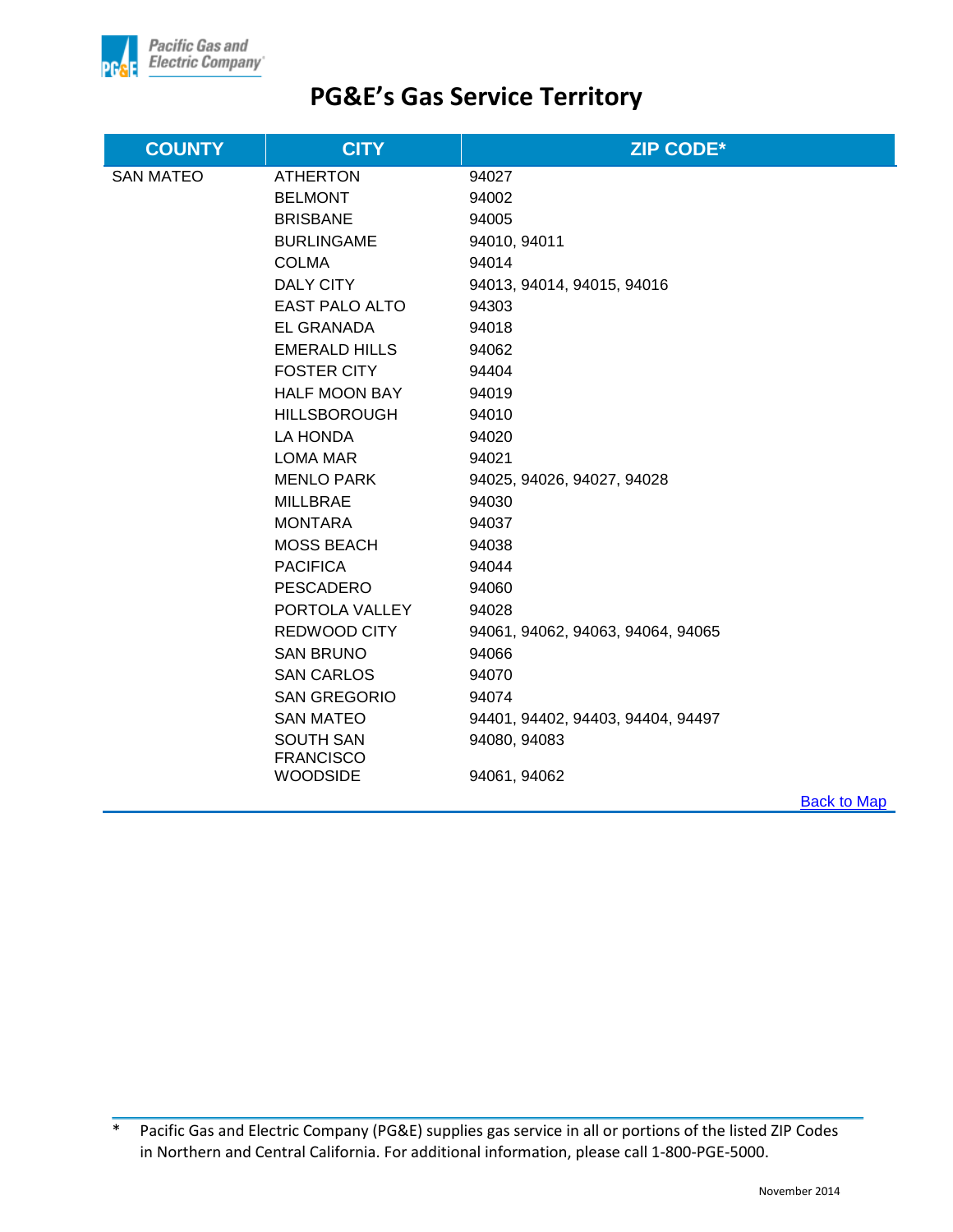# PG&E's Gas Service Territory

| COUNTY | CITY | ZIP CODE* |
|---|---|---|
| SAN MATEO | ATHERTON | 94027 |
| | BELMONT | 94002 |
| | BRISBANE | 94005 |
| | BURLINGAME | 94010, 94011 |
| | COLMA | 94014 |
| | DALY CITY | 94013, 94014, 94015, 94016 |
| | EAST PALO ALTO | 94303 |
| | EL GRANADA | 94018 |
| | EMERALD HILLS | 94062 |
| | FOSTER CITY | 94404 |
| | HALF MOON BAY | 94019 |
| | HILLSBOROUGH | 94010 |
| | LA HONDA | 94020 |
| | LOMA MAR | 94021 |
| | MENLO PARK | 94025, 94026, 94027, 94028 |
| | MILLBRAE | 94030 |
| | MONTARA | 94037 |
| | MOSS BEACH | 94038 |
| | PACIFICA | 94044 |
| | PESCADERO | 94060 |
| | PORTOLA VALLEY | 94028 |
| | REDWOOD CITY | 94061, 94062, 94063, 94064, 94065 |
| | SAN BRUNO | 94066 |
| | SAN CARLOS | 94070 |
| | SAN GREGORIO | 94074 |
| | SAN MATEO | 94401, 94402, 94403, 94404, 94497 |
| | SOUTH SAN FRANCISCO | 94080, 94083 |
| | WOODSIDE | 94061, 94062 |

Back to Map

\* Pacific Gas and Electric Company (PG&E) supplies gas service in all or portions of the listed ZIP Codes in Northern and Central California. For additional information, please call 1-800-PGE-5000.

November 2014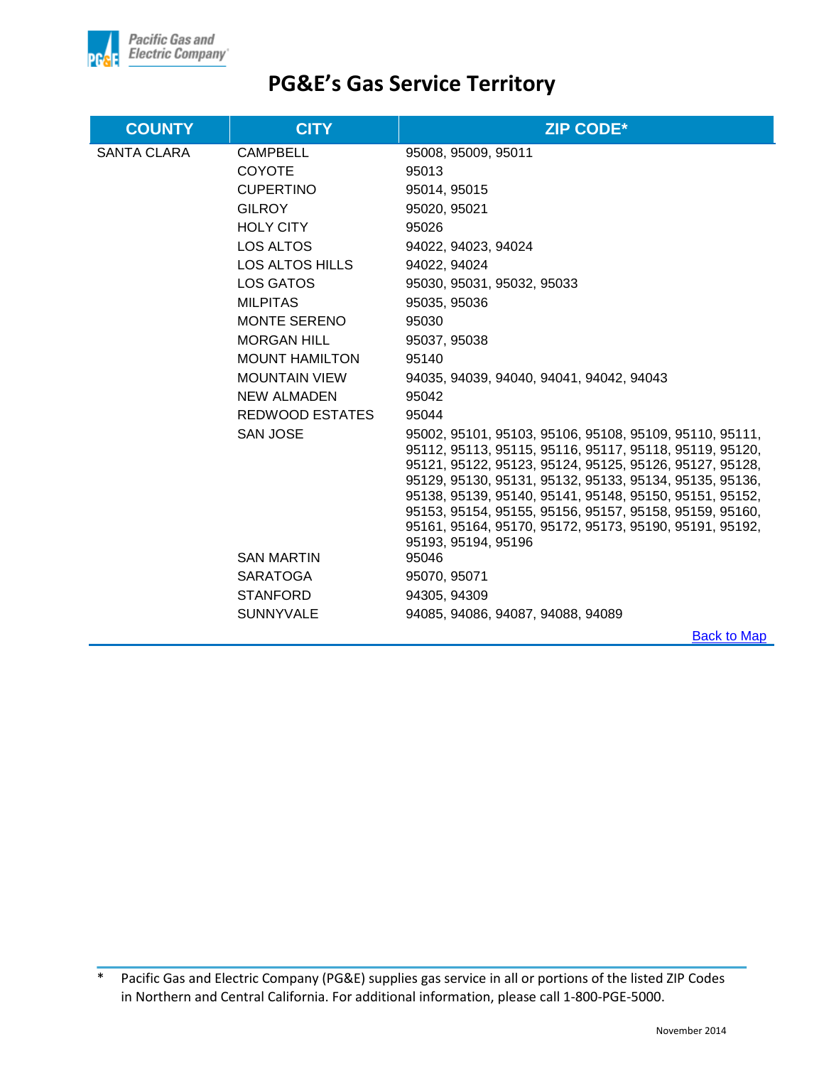# PG&E's Gas Service Territory

| COUNTY | CITY | ZIP CODE* |
|---|---|---|
| SANTA CLARA | CAMPBELL | 95008, 95009, 95011 |
| | COYOTE | 95013 |
| | CUPERTINO | 95014, 95015 |
| | GILROY | 95020, 95021 |
| | HOLY CITY | 95026 |
| | LOS ALTOS | 94022, 94023, 94024 |
| | LOS ALTOS HILLS | 94022, 94024 |
| | LOS GATOS | 95030, 95031, 95032, 95033 |
| | MILPITAS | 95035, 95036 |
| | MONTE SERENO | 95030 |
| | MORGAN HILL | 95037, 95038 |
| | MOUNT HAMILTON | 95140 |
| | MOUNTAIN VIEW | 94035, 94039, 94040, 94041, 94042, 94043 |
| | NEW ALMADEN | 95042 |
| | REDWOOD ESTATES | 95044 |
| | SAN JOSE | 95002, 95101, 95103, 95106, 95108, 95109, 95110, 95111, 95112, 95113, 95115, 95116, 95117, 95118, 95119, 95120, 95121, 95122, 95123, 95124, 95125, 95126, 95127, 95128, 95129, 95130, 95131, 95132, 95133, 95134, 95135, 95136, 95138, 95139, 95140, 95141, 95148, 95150, 95151, 95152, 95153, 95154, 95155, 95156, 95157, 95158, 95159, 95160, 95161, 95164, 95170, 95172, 95173, 95190, 95191, 95192, 95193, 95194, 95196 |
| | SAN MARTIN | 95046 |
| | SARATOGA | 95070, 95071 |
| | STANFORD | 94305, 94309 |
| | SUNNYVALE | 94085, 94086, 94087, 94088, 94089 |

Back to Map

* Pacific Gas and Electric Company (PG&E) supplies gas service in all or portions of the listed ZIP Codes in Northern and Central California. For additional information, please call 1-800-PGE-5000.

November 2014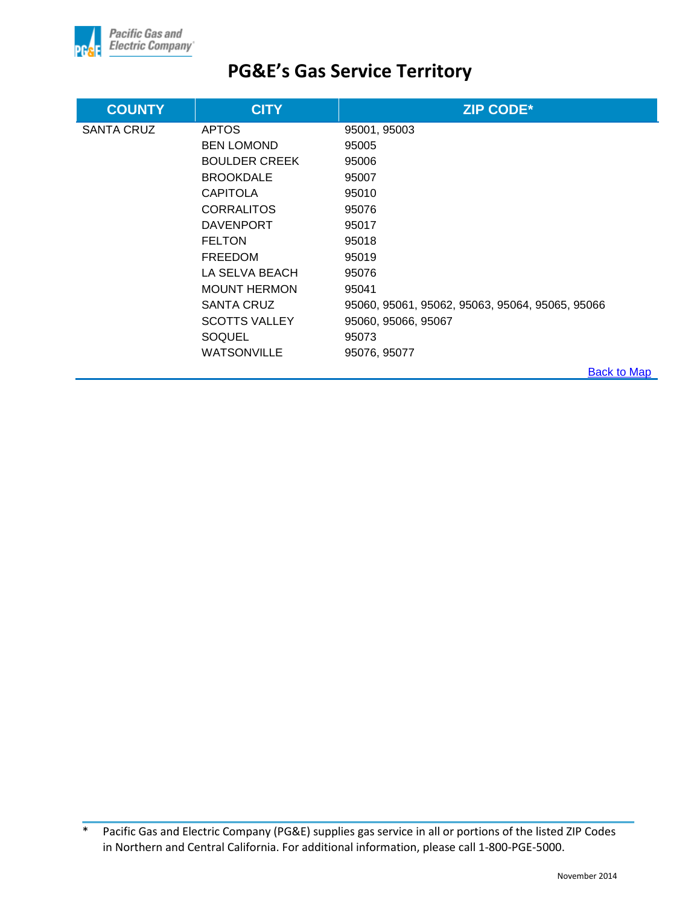# PG&E's Gas Service Territory

| COUNTY | CITY | ZIP CODE* |
|---|---|---|
| SANTA CRUZ | APTOS | 95001, 95003 |
| | BEN LOMOND | 95005 |
| | BOULDER CREEK | 95006 |
| | BROOKDALE | 95007 |
| | CAPITOLA | 95010 |
| | CORRALITOS | 95076 |
| | DAVENPORT | 95017 |
| | FELTON | 95018 |
| | FREEDOM | 95019 |
| | LA SELVA BEACH | 95076 |
| | MOUNT HERMON | 95041 |
| | SANTA CRUZ | 95060, 95061, 95062, 95063, 95064, 95065, 95066 |
| | SCOTTS VALLEY | 95060, 95066, 95067 |
| | SOQUEL | 95073 |
| | WATSONVILLE | 95076, 95077 |

Back to Map

\* Pacific Gas and Electric Company (PG&E) supplies gas service in all or portions of the listed ZIP Codes in Northern and Central California. For additional information, please call 1-800-PGE-5000.

November 2014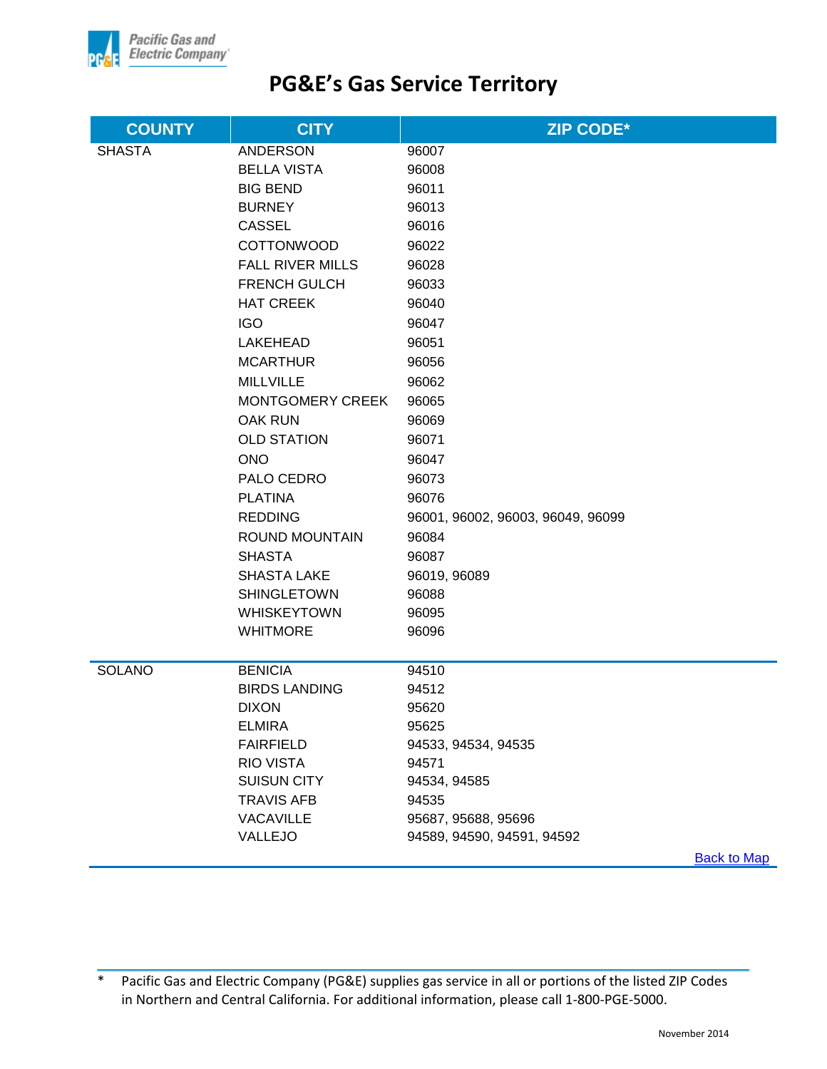# PG&E's Gas Service Territory

| COUNTY | CITY | ZIP CODE* |
|---|---|---|
| SHASTA | ANDERSON | 96007 |
| | BELLA VISTA | 96008 |
| | BIG BEND | 96011 |
| | BURNEY | 96013 |
| | CASSEL | 96016 |
| | COTTONWOOD | 96022 |
| | FALL RIVER MILLS | 96028 |
| | FRENCH GULCH | 96033 |
| | HAT CREEK | 96040 |
| | IGO | 96047 |
| | LAKEHEAD | 96051 |
| | MCARTHUR | 96056 |
| | MILLVILLE | 96062 |
| | MONTGOMERY CREEK | 96065 |
| | OAK RUN | 96069 |
| | OLD STATION | 96071 |
| | ONO | 96047 |
| | PALO CEDRO | 96073 |
| | PLATINA | 96076 |
| | REDDING | 96001, 96002, 96003, 96049, 96099 |
| | ROUND MOUNTAIN | 96084 |
| | SHASTA | 96087 |
| | SHASTA LAKE | 96019, 96089 |
| | SHINGLETOWN | 96088 |
| | WHISKEYTOWN | 96095 |
| | WHITMORE | 96096 |
| SOLANO | BENICIA | 94510 |
| | BIRDS LANDING | 94512 |
| | DIXON | 95620 |
| | ELMIRA | 95625 |
| | FAIRFIELD | 94533, 94534, 94535 |
| | RIO VISTA | 94571 |
| | SUISUN CITY | 94534, 94585 |
| | TRAVIS AFB | 94535 |
| | VACAVILLE | 95687, 95688, 95696 |
| | VALLEJO | 94589, 94590, 94591, 94592 |

Back to Map

\* Pacific Gas and Electric Company (PG&E) supplies gas service in all or portions of the listed ZIP Codes in Northern and Central California. For additional information, please call 1-800-PGE-5000.

November 2014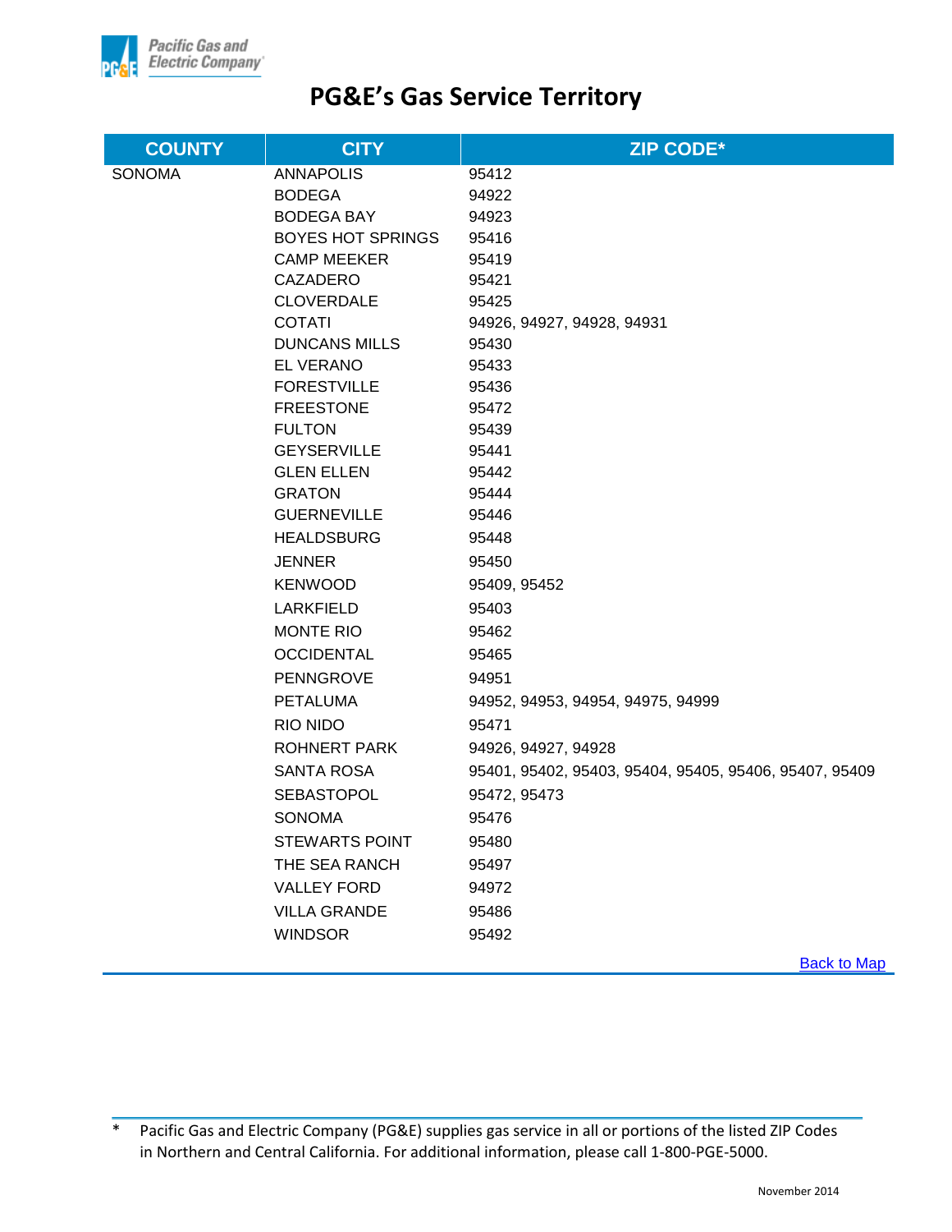# PG&E's Gas Service Territory

| COUNTY | CITY | ZIP CODE* |
|---|---|---|
| SONOMA | ANNAPOLIS | 95412 |
| | BODEGA | 94922 |
| | BODEGA BAY | 94923 |
| | BOYES HOT SPRINGS | 95416 |
| | CAMP MEEKER | 95419 |
| | CAZADERO | 95421 |
| | CLOVERDALE | 95425 |
| | COTATI | 94926, 94927, 94928, 94931 |
| | DUNCANS MILLS | 95430 |
| | EL VERANO | 95433 |
| | FORESTVILLE | 95436 |
| | FREESTONE | 95472 |
| | FULTON | 95439 |
| | GEYSERVILLE | 95441 |
| | GLEN ELLEN | 95442 |
| | GRATON | 95444 |
| | GUERNEVILLE | 95446 |
| | HEALDSBURG | 95448 |
| | JENNER | 95450 |
| | KENWOOD | 95409, 95452 |
| | LARKFIELD | 95403 |
| | MONTE RIO | 95462 |
| | OCCIDENTAL | 95465 |
| | PENNGROVE | 94951 |
| | PETALUMA | 94952, 94953, 94954, 94975, 94999 |
| | RIO NIDO | 95471 |
| | ROHNERT PARK | 94926, 94927, 94928 |
| | SANTA ROSA | 95401, 95402, 95403, 95404, 95405, 95406, 95407, 95409 |
| | SEBASTOPOL | 95472, 95473 |
| | SONOMA | 95476 |
| | STEWARTS POINT | 95480 |
| | THE SEA RANCH | 95497 |
| | VALLEY FORD | 94972 |
| | VILLA GRANDE | 95486 |
| | WINDSOR | 95492 |

Back to Map

* Pacific Gas and Electric Company (PG&E) supplies gas service in all or portions of the listed ZIP Codes in Northern and Central California. For additional information, please call 1-800-PGE-5000.

November 2014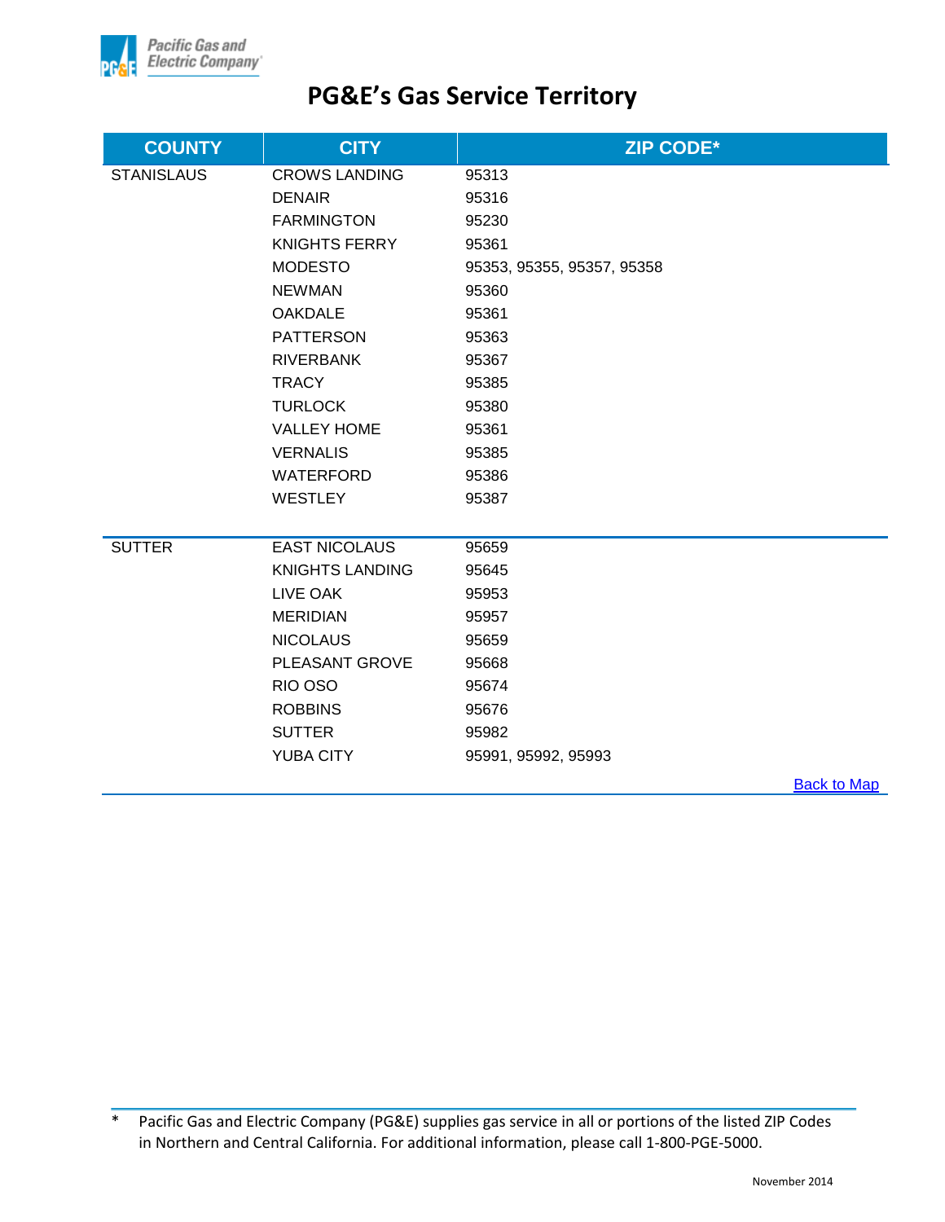# PG&E's Gas Service Territory

| COUNTY | CITY | ZIP CODE* |
|---|---|---|
| STANISLAUS | CROWS LANDING | 95313 |
| | DENAIR | 95316 |
| | FARMINGTON | 95230 |
| | KNIGHTS FERRY | 95361 |
| | MODESTO | 95353, 95355, 95357, 95358 |
| | NEWMAN | 95360 |
| | OAKDALE | 95361 |
| | PATTERSON | 95363 |
| | RIVERBANK | 95367 |
| | TRACY | 95385 |
| | TURLOCK | 95380 |
| | VALLEY HOME | 95361 |
| | VERNALIS | 95385 |
| | WATERFORD | 95386 |
| | WESTLEY | 95387 |
| SUTTER | EAST NICOLAUS | 95659 |
| | KNIGHTS LANDING | 95645 |
| | LIVE OAK | 95953 |
| | MERIDIAN | 95957 |
| | NICOLAUS | 95659 |
| | PLEASANT GROVE | 95668 |
| | RIO OSO | 95674 |
| | ROBBINS | 95676 |
| | SUTTER | 95982 |
| | YUBA CITY | 95991, 95992, 95993 |

Back to Map

\* Pacific Gas and Electric Company (PG&E) supplies gas service in all or portions of the listed ZIP Codes in Northern and Central California. For additional information, please call 1-800-PGE-5000.

November 2014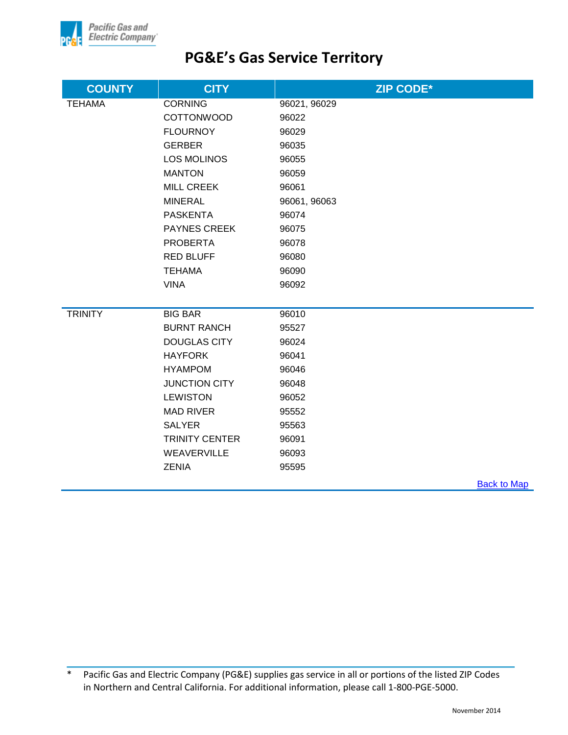# PG&E's Gas Service Territory

| COUNTY | CITY | ZIP CODE* |
|---|---|---|
| TEHAMA | CORNING | 96021, 96029 |
| | COTTONWOOD | 96022 |
| | FLOURNOY | 96029 |
| | GERBER | 96035 |
| | LOS MOLINOS | 96055 |
| | MANTON | 96059 |
| | MILL CREEK | 96061 |
| | MINERAL | 96061, 96063 |
| | PASKENTA | 96074 |
| | PAYNES CREEK | 96075 |
| | PROBERTA | 96078 |
| | RED BLUFF | 96080 |
| | TEHAMA | 96090 |
| | VINA | 96092 |
| TRINITY | BIG BAR | 96010 |
| | BURNT RANCH | 95527 |
| | DOUGLAS CITY | 96024 |
| | HAYFORK | 96041 |
| | HYAMPOM | 96046 |
| | JUNCTION CITY | 96048 |
| | LEWISTON | 96052 |
| | MAD RIVER | 95552 |
| | SALYER | 95563 |
| | TRINITY CENTER | 96091 |
| | WEAVERVILLE | 96093 |
| | ZENIA | 95595 |

Back to Map

* Pacific Gas and Electric Company (PG&E) supplies gas service in all or portions of the listed ZIP Codes in Northern and Central California. For additional information, please call 1-800-PGE-5000.

November 2014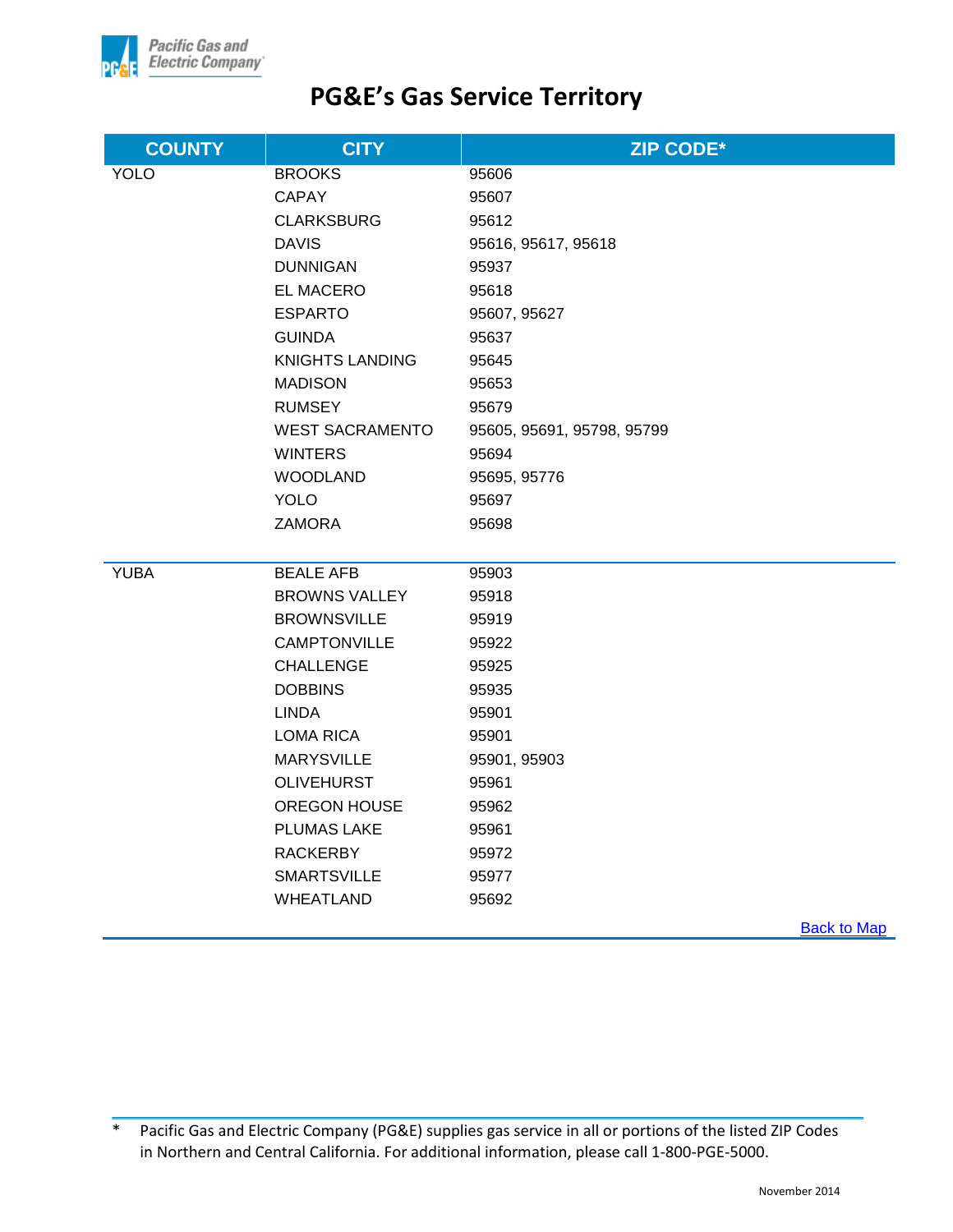# PG&E's Gas Service Territory

| COUNTY | CITY | ZIP CODE* |
|---|---|---|
| YOLO | BROOKS | 95606 |
| | CAPAY | 95607 |
| | CLARKSBURG | 95612 |
| | DAVIS | 95616, 95617, 95618 |
| | DUNNIGAN | 95937 |
| | EL MACERO | 95618 |
| | ESPARTO | 95607, 95627 |
| | GUINDA | 95637 |
| | KNIGHTS LANDING | 95645 |
| | MADISON | 95653 |
| | RUMSEY | 95679 |
| | WEST SACRAMENTO | 95605, 95691, 95798, 95799 |
| | WINTERS | 95694 |
| | WOODLAND | 95695, 95776 |
| | YOLO | 95697 |
| | ZAMORA | 95698 |
| YUBA | BEALE AFB | 95903 |
| | BROWNS VALLEY | 95918 |
| | BROWNSVILLE | 95919 |
| | CAMPTONVILLE | 95922 |
| | CHALLENGE | 95925 |
| | DOBBINS | 95935 |
| | LINDA | 95901 |
| | LOMA RICA | 95901 |
| | MARYSVILLE | 95901, 95903 |
| | OLIVEHURST | 95961 |
| | OREGON HOUSE | 95962 |
| | PLUMAS LAKE | 95961 |
| | RACKERBY | 95972 |
| | SMARTSVILLE | 95977 |
| | WHEATLAND | 95692 |

Back to Map

* Pacific Gas and Electric Company (PG&E) supplies gas service in all or portions of the listed ZIP Codes in Northern and Central California. For additional information, please call 1-800-PGE-5000.

November 2014